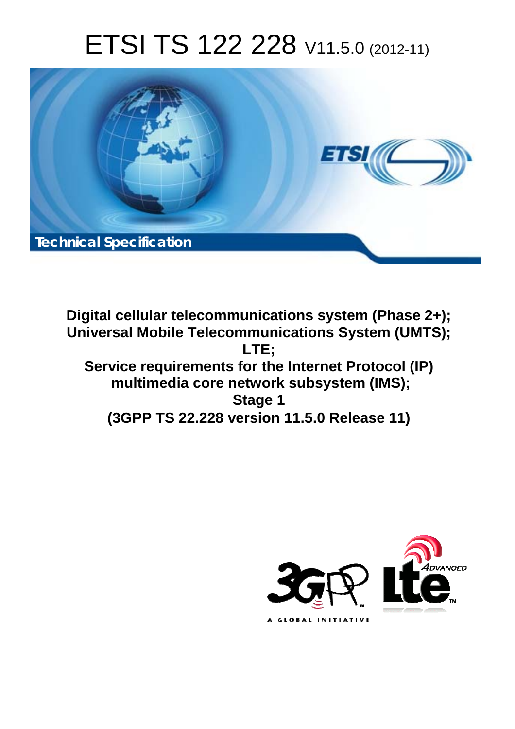# ETSI TS 122 228 V11.5.0 (2012-11)

**Technical Specification**

**Digital cellular telecommunications system (Phase 2+);**
**Universal Mobile Telecommunications System (UMTS);**
**LTE;**
**Service requirements for the Internet Protocol (IP) multimedia core network subsystem (IMS);**
**Stage 1**
**(3GPP TS 22.228 version 11.5.0 Release 11)**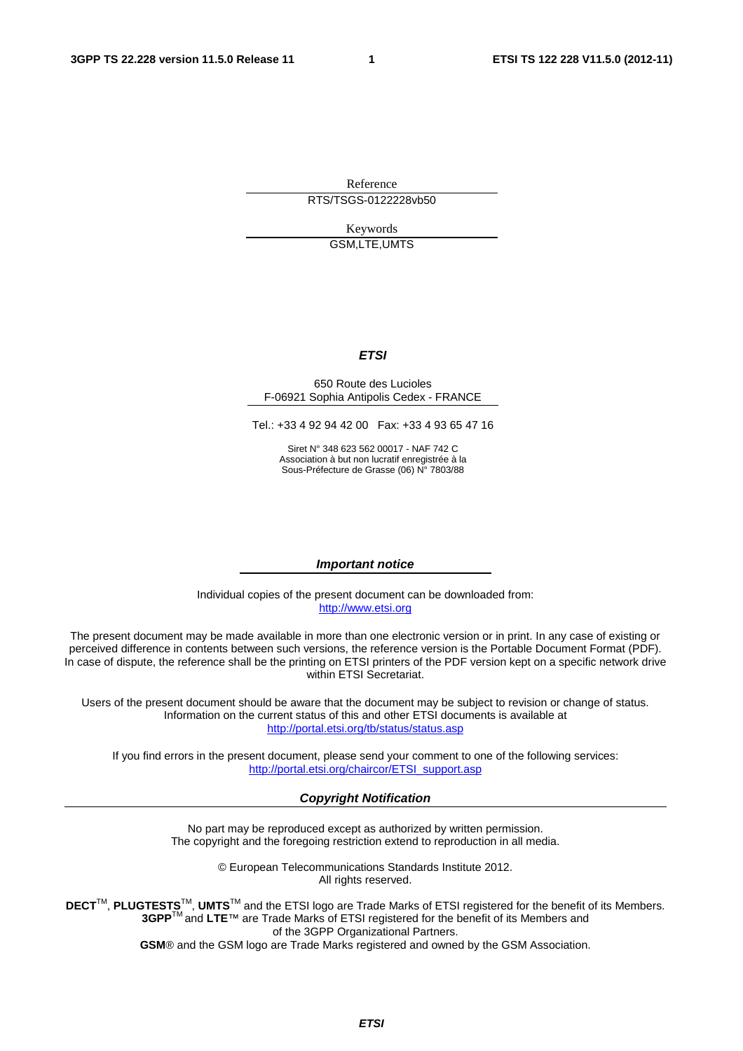Reference

RTS/TSGS-0122228vb50

Keywords

GSM,LTE,UMTS

***ETSI***

650 Route des Lucioles
F-06921 Sophia Antipolis Cedex - FRANCE

Tel.: +33 4 92 94 42 00 Fax: +33 4 93 65 47 16

Siret N° 348 623 562 00017 - NAF 742 C
Association à but non lucratif enregistrée à la
Sous-Préfecture de Grasse (06) N° 7803/88

***Important notice***

Individual copies of the present document can be downloaded from:
http://www.etsi.org

The present document may be made available in more than one electronic version or in print. In any case of existing or perceived difference in contents between such versions, the reference version is the Portable Document Format (PDF). In case of dispute, the reference shall be the printing on ETSI printers of the PDF version kept on a specific network drive within ETSI Secretariat.

Users of the present document should be aware that the document may be subject to revision or change of status. Information on the current status of this and other ETSI documents is available at
http://portal.etsi.org/tb/status/status.asp

If you find errors in the present document, please send your comment to one of the following services:
http://portal.etsi.org/chaircor/ETSI_support.asp

***Copyright Notification***

No part may be reproduced except as authorized by written permission.
The copyright and the foregoing restriction extend to reproduction in all media.

© European Telecommunications Standards Institute 2012.
All rights reserved.

**DECT**™, **PLUGTESTS**™, **UMTS**™ and the ETSI logo are Trade Marks of ETSI registered for the benefit of its Members.
**3GPP**™ and **LTE**™ are Trade Marks of ETSI registered for the benefit of its Members and
of the 3GPP Organizational Partners.
**GSM**® and the GSM logo are Trade Marks registered and owned by the GSM Association.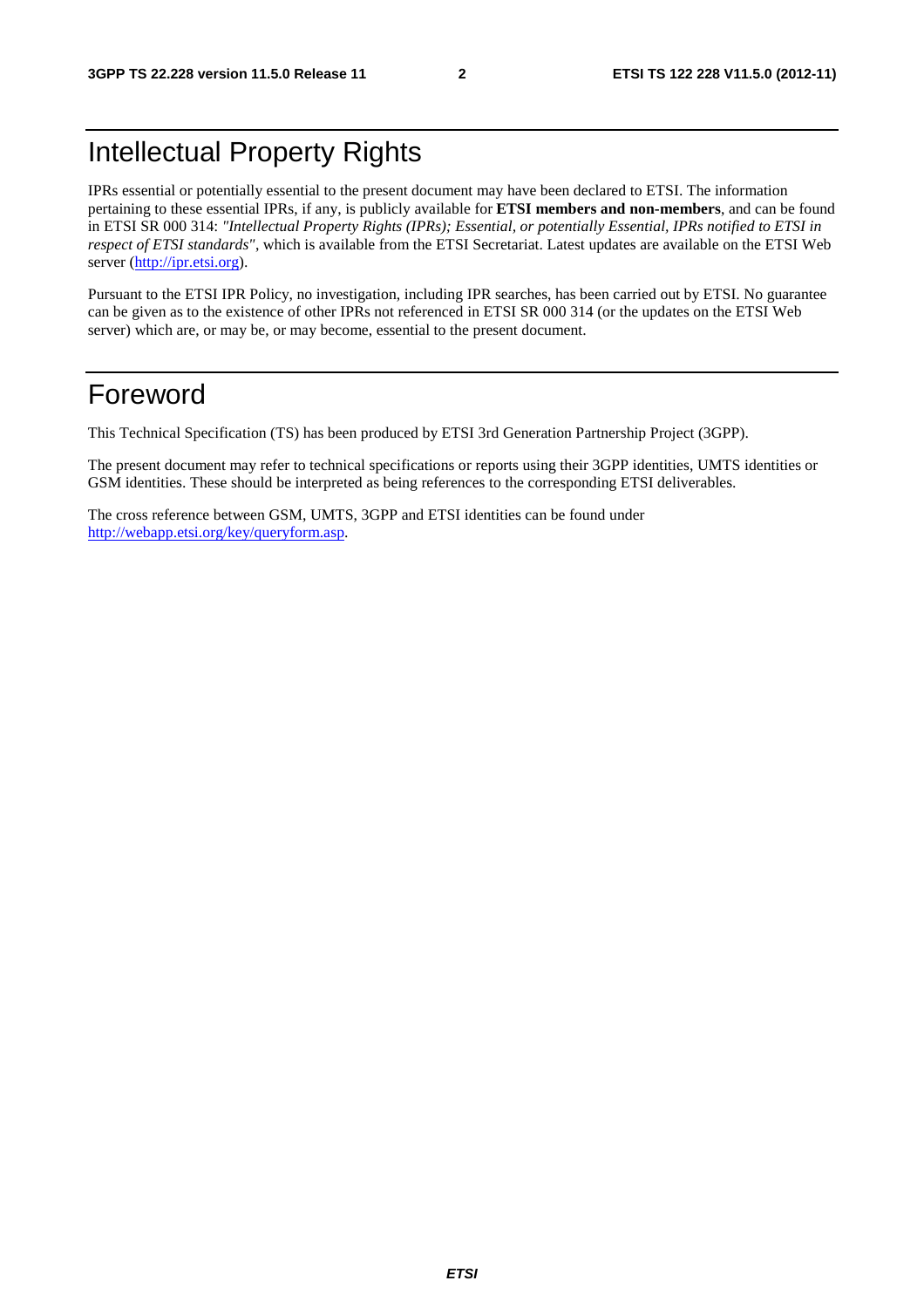# Intellectual Property Rights

IPRs essential or potentially essential to the present document may have been declared to ETSI. The information pertaining to these essential IPRs, if any, is publicly available for **ETSI members and non-members**, and can be found in ETSI SR 000 314: *"Intellectual Property Rights (IPRs); Essential, or potentially Essential, IPRs notified to ETSI in respect of ETSI standards"*, which is available from the ETSI Secretariat. Latest updates are available on the ETSI Web server (http://ipr.etsi.org).

Pursuant to the ETSI IPR Policy, no investigation, including IPR searches, has been carried out by ETSI. No guarantee can be given as to the existence of other IPRs not referenced in ETSI SR 000 314 (or the updates on the ETSI Web server) which are, or may be, or may become, essential to the present document.

# Foreword

This Technical Specification (TS) has been produced by ETSI 3rd Generation Partnership Project (3GPP).

The present document may refer to technical specifications or reports using their 3GPP identities, UMTS identities or GSM identities. These should be interpreted as being references to the corresponding ETSI deliverables.

The cross reference between GSM, UMTS, 3GPP and ETSI identities can be found under http://webapp.etsi.org/key/queryform.asp.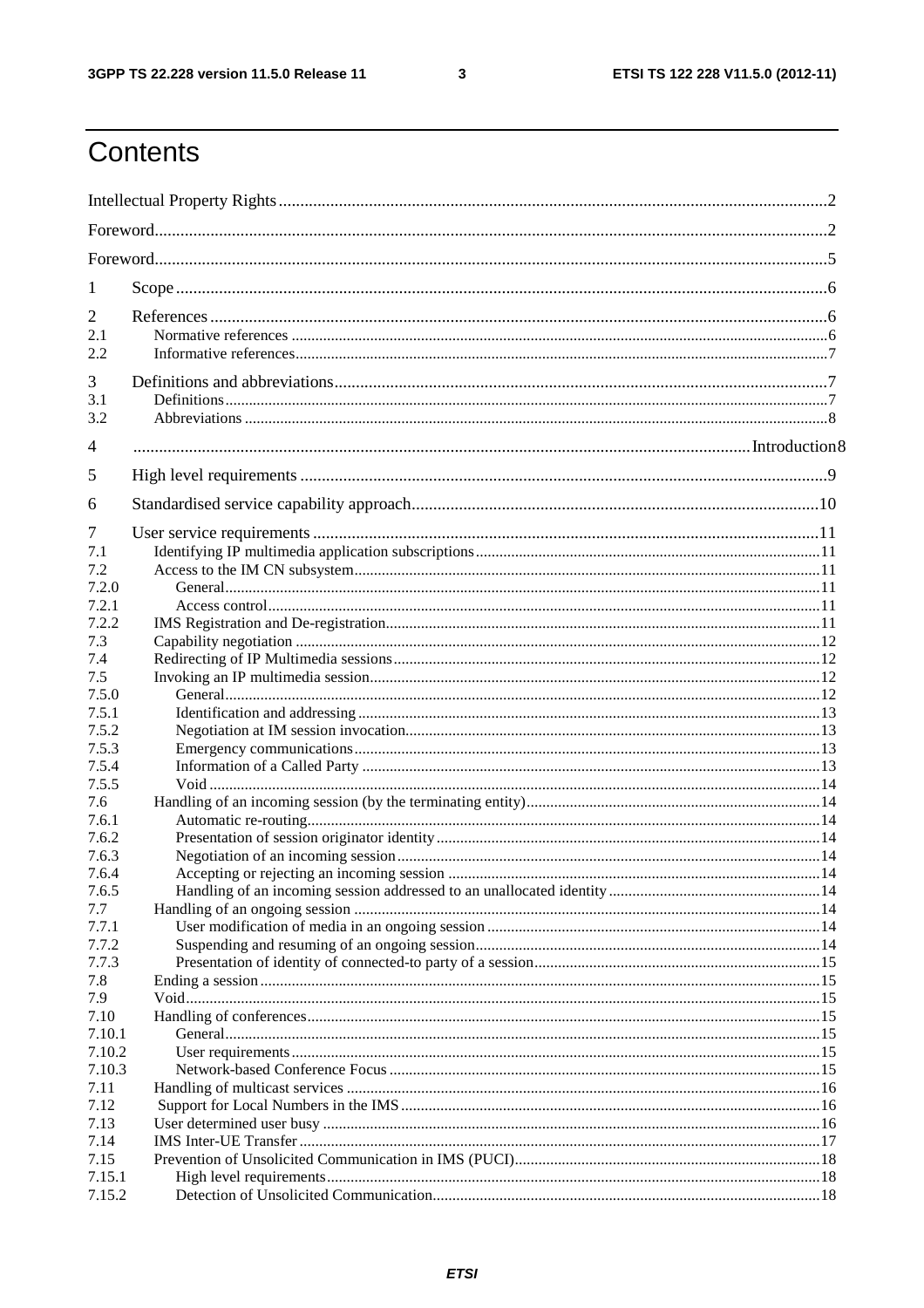# Contents

Intellectual Property Rights ........................................................................................................................2

Foreword.....................................................................................................................................................2

Foreword.....................................................................................................................................................5

1 Scope ......................................................................................................................................................6

2 References ..............................................................................................................................................6
2.1 Normative references ..............................................................................................................................6
2.2 Informative references.............................................................................................................................7

3 Definitions and abbreviations..................................................................................................................7
3.1 Definitions...............................................................................................................................................7
3.2 Abbreviations ..........................................................................................................................................8

4 .................................................................................................................................................Introduction8

5 High level requirements ..........................................................................................................................9

6 Standardised service capability approach..............................................................................................10

7 User service requirements .....................................................................................................................11
7.1 Identifying IP multimedia application subscriptions.............................................................................11
7.2 Access to the IM CN subsystem.............................................................................................................11
7.2.0 General...............................................................................................................................................11
7.2.1 Access control....................................................................................................................................11
7.2.2 IMS Registration and De-registration...................................................................................................11
7.3 Capability negotiation ...........................................................................................................................12
7.4 Redirecting of IP Multimedia sessions..................................................................................................12
7.5 Invoking an IP multimedia session........................................................................................................12
7.5.0 General...............................................................................................................................................12
7.5.1 Identification and addressing .............................................................................................................13
7.5.2 Negotiation at IM session invocation..................................................................................................13
7.5.3 Emergency communications...............................................................................................................13
7.5.4 Information of a Called Party .............................................................................................................13
7.5.5 Void ...................................................................................................................................................14
7.6 Handling of an incoming session (by the terminating entity).................................................................14
7.6.1 Automatic re-routing..........................................................................................................................14
7.6.2 Presentation of session originator identity..........................................................................................14
7.6.3 Negotiation of an incoming session....................................................................................................14
7.6.4 Accepting or rejecting an incoming session .......................................................................................14
7.6.5 Handling of an incoming session addressed to an unallocated identity ..............................................14
7.7 Handling of an ongoing session .............................................................................................................14
7.7.1 User modification of media in an ongoing session .............................................................................14
7.7.2 Suspending and resuming of an ongoing session................................................................................14
7.7.3 Presentation of identity of connected-to party of a session.................................................................15
7.8 Ending a session ....................................................................................................................................15
7.9 Void.......................................................................................................................................................15
7.10 Handling of conferences........................................................................................................................15
7.10.1 General...............................................................................................................................................15
7.10.2 User requirements...............................................................................................................................15
7.10.3 Network-based Conference Focus ......................................................................................................15
7.11 Handling of multicast services ..............................................................................................................16
7.12 Support for Local Numbers in the IMS .................................................................................................16
7.13 User determined user busy ....................................................................................................................16
7.14 IMS Inter-UE Transfer ..........................................................................................................................17
7.15 Prevention of Unsolicited Communication in IMS (PUCI)....................................................................18
7.15.1 High level requirements.....................................................................................................................18
7.15.2 Detection of Unsolicited Communication...........................................................................................18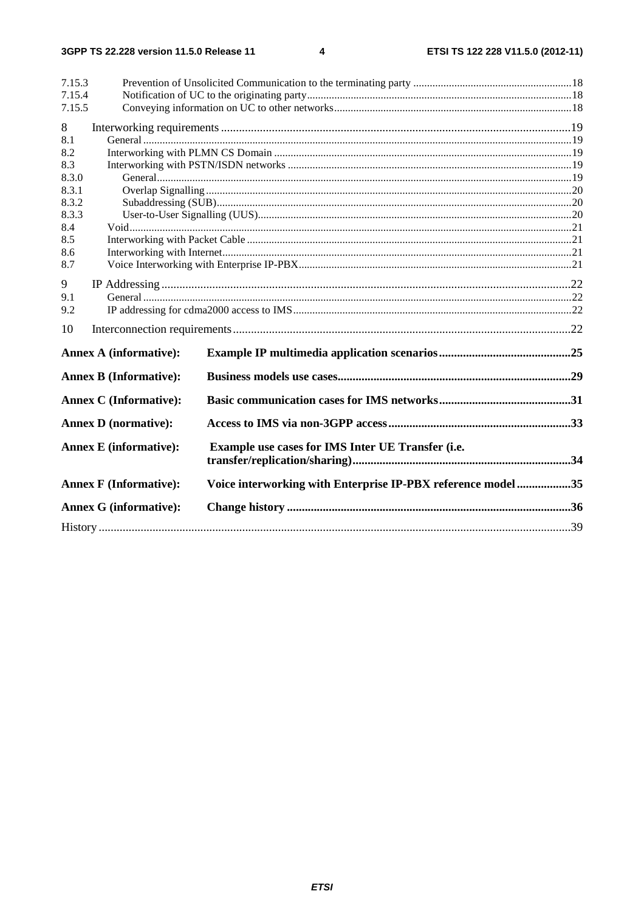7.15.3 Prevention of Unsolicited Communication to the terminating party .......................................................... 18
7.15.4 Notification of UC to the originating party ................................................................................................ 18
7.15.5 Conveying information on UC to other networks ...................................................................................... 18

8 Interworking requirements .................................................................................................................... 19
8.1 General ............................................................................................................................................................ 19
8.2 Interworking with PLMN CS Domain ............................................................................................................ 19
8.3 Interworking with PSTN/ISDN networks ....................................................................................................... 19
8.3.0 General ....................................................................................................................................................... 19
8.3.1 Overlap Signalling ..................................................................................................................................... 20
8.3.2 Subaddressing (SUB) ................................................................................................................................. 20
8.3.3 User-to-User Signalling (UUS) .................................................................................................................. 20
8.4 Void ................................................................................................................................................................. 21
8.5 Interworking with Packet Cable ...................................................................................................................... 21
8.6 Interworking with Internet ............................................................................................................................... 21
8.7 Voice Interworking with Enterprise IP-PBX ................................................................................................... 21

9 IP Addressing ......................................................................................................................................... 22
9.1 General ............................................................................................................................................................ 22
9.2 IP addressing for cdma2000 access to IMS ..................................................................................................... 22

10 Interconnection requirements ................................................................................................................. 22

**Annex A (informative): Example IP multimedia application scenarios ............................................ 25**

**Annex B (Informative): Business models use cases ............................................................................. 29**

**Annex C (Informative): Basic communication cases for IMS networks ............................................ 31**

**Annex D (normative): Access to IMS via non-3GPP access ............................................................. 33**

**Annex E (informative): Example use cases for IMS Inter UE Transfer (i.e. transfer/replication/sharing) ........................................................................ 34**

**Annex F (Informative): Voice interworking with Enterprise IP-PBX reference model .................. 35**

**Annex G (informative): Change history .............................................................................................. 36**

History ............................................................................................................................................................ 39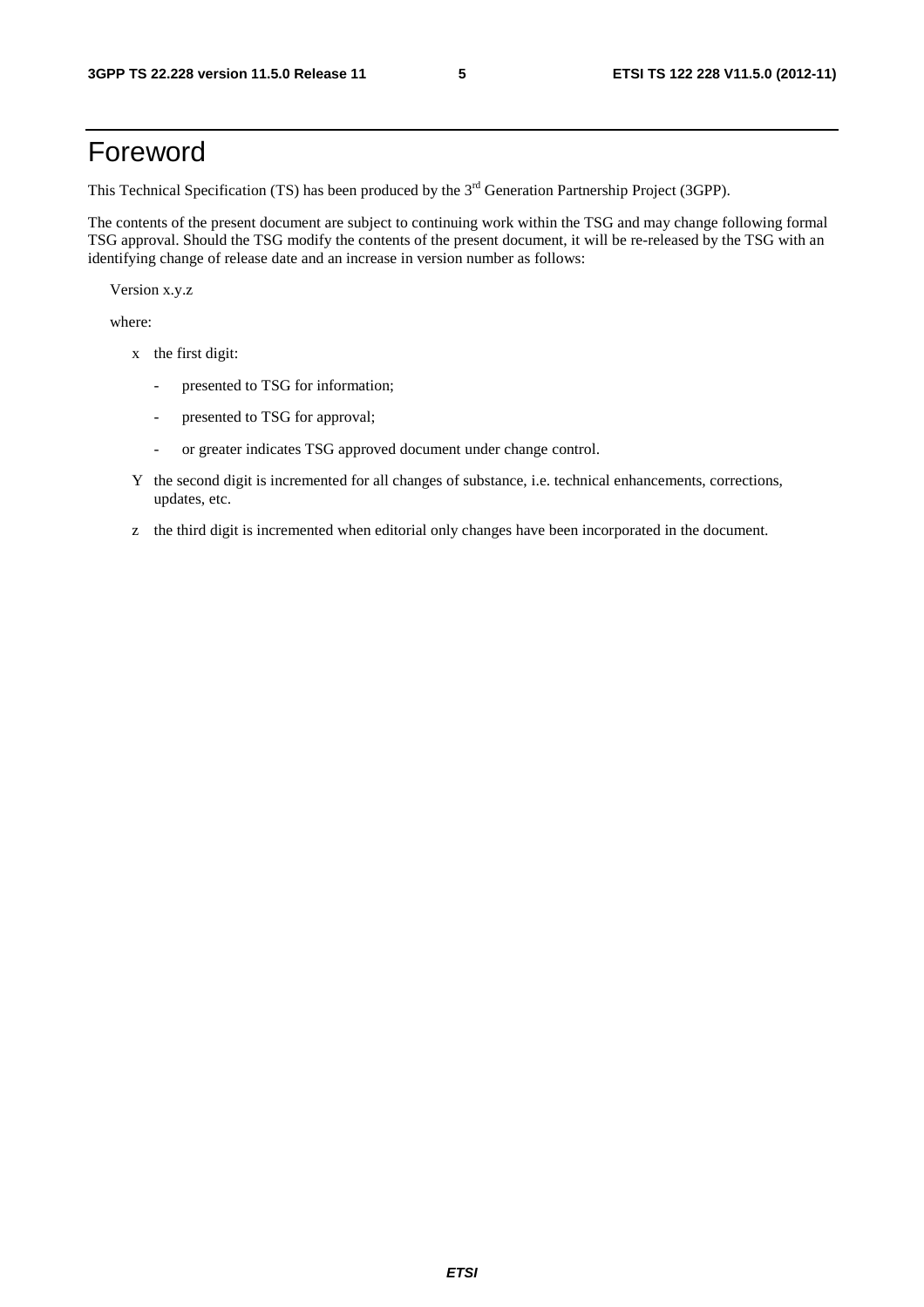# Foreword

This Technical Specification (TS) has been produced by the 3rd Generation Partnership Project (3GPP).

The contents of the present document are subject to continuing work within the TSG and may change following formal TSG approval. Should the TSG modify the contents of the present document, it will be re-released by the TSG with an identifying change of release date and an increase in version number as follows:

Version x.y.z

where:

x the first digit:

- presented to TSG for information;
- presented to TSG for approval;
- or greater indicates TSG approved document under change control.

Y the second digit is incremented for all changes of substance, i.e. technical enhancements, corrections, updates, etc.

z the third digit is incremented when editorial only changes have been incorporated in the document.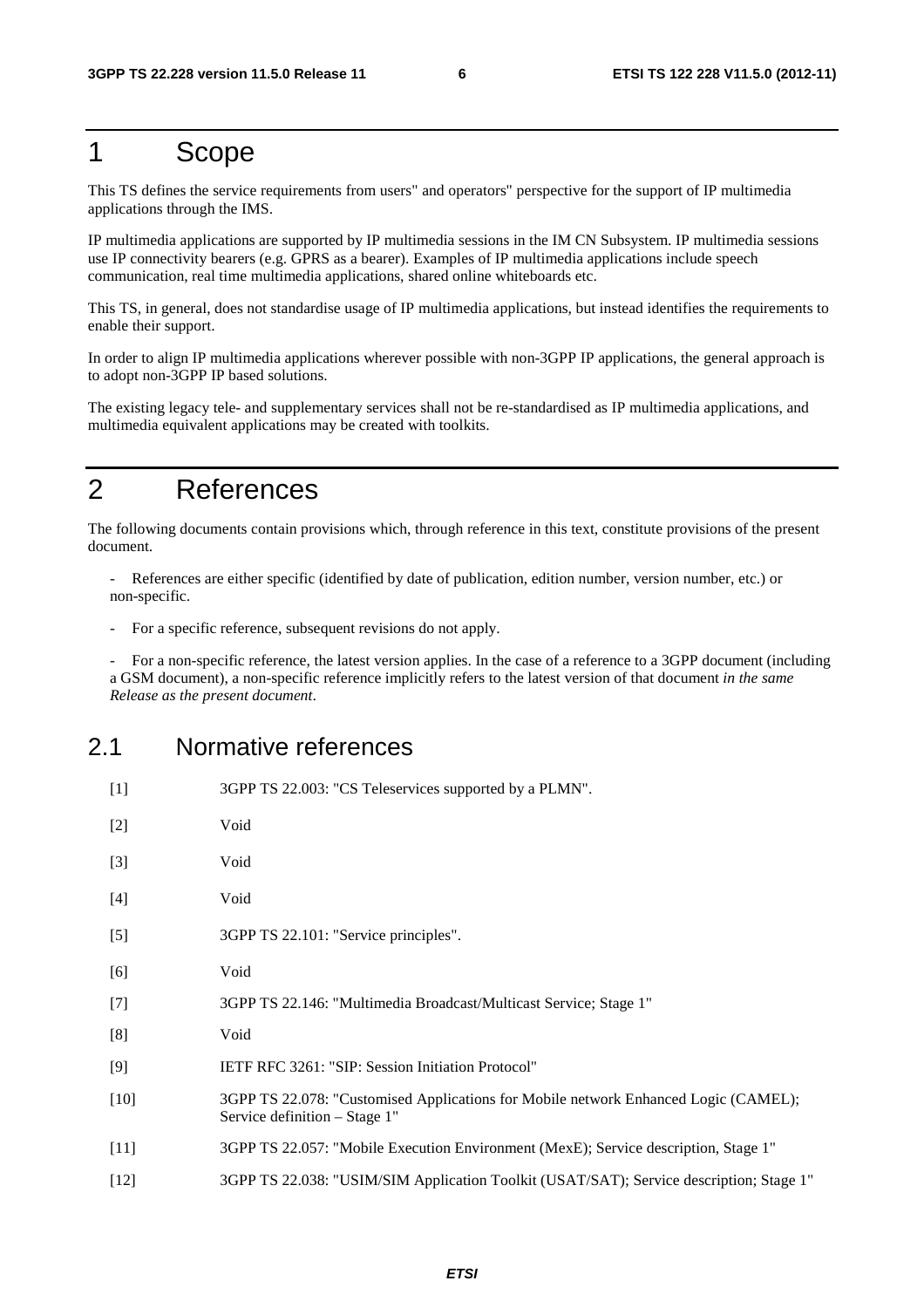# 1 Scope

This TS defines the service requirements from users" and operators" perspective for the support of IP multimedia applications through the IMS.

IP multimedia applications are supported by IP multimedia sessions in the IM CN Subsystem. IP multimedia sessions use IP connectivity bearers (e.g. GPRS as a bearer). Examples of IP multimedia applications include speech communication, real time multimedia applications, shared online whiteboards etc.

This TS, in general, does not standardise usage of IP multimedia applications, but instead identifies the requirements to enable their support.

In order to align IP multimedia applications wherever possible with non-3GPP IP applications, the general approach is to adopt non-3GPP IP based solutions.

The existing legacy tele- and supplementary services shall not be re-standardised as IP multimedia applications, and multimedia equivalent applications may be created with toolkits.

# 2 References

The following documents contain provisions which, through reference in this text, constitute provisions of the present document.

- References are either specific (identified by date of publication, edition number, version number, etc.) or non-specific.
- For a specific reference, subsequent revisions do not apply.
- For a non-specific reference, the latest version applies. In the case of a reference to a 3GPP document (including a GSM document), a non-specific reference implicitly refers to the latest version of that document *in the same Release as the present document*.

## 2.1 Normative references

[1] 3GPP TS 22.003: "CS Teleservices supported by a PLMN".

[2] Void

[3] Void

[4] Void

[5] 3GPP TS 22.101: "Service principles".

[6] Void

[7] 3GPP TS 22.146: "Multimedia Broadcast/Multicast Service; Stage 1"

[8] Void

[9] IETF RFC 3261: "SIP: Session Initiation Protocol"

[10] 3GPP TS 22.078: "Customised Applications for Mobile network Enhanced Logic (CAMEL); Service definition – Stage 1"

[11] 3GPP TS 22.057: "Mobile Execution Environment (MexE); Service description, Stage 1"

[12] 3GPP TS 22.038: "USIM/SIM Application Toolkit (USAT/SAT); Service description; Stage 1"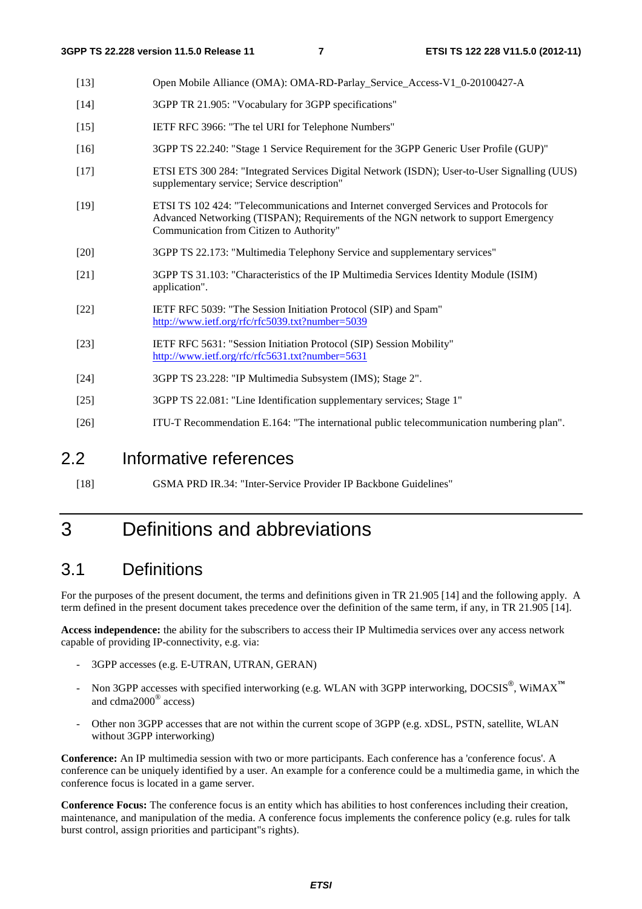[13] Open Mobile Alliance (OMA): OMA-RD-Parlay_Service_Access-V1_0-20100427-A

[14] 3GPP TR 21.905: "Vocabulary for 3GPP specifications"

[15] IETF RFC 3966: "The tel URI for Telephone Numbers"

[16] 3GPP TS 22.240: "Stage 1 Service Requirement for the 3GPP Generic User Profile (GUP)"

[17] ETSI ETS 300 284: "Integrated Services Digital Network (ISDN); User-to-User Signalling (UUS) supplementary service; Service description"

[19] ETSI TS 102 424: "Telecommunications and Internet converged Services and Protocols for Advanced Networking (TISPAN); Requirements of the NGN network to support Emergency Communication from Citizen to Authority"

[20] 3GPP TS 22.173: "Multimedia Telephony Service and supplementary services"

[21] 3GPP TS 31.103: "Characteristics of the IP Multimedia Services Identity Module (ISIM) application".

[22] IETF RFC 5039: "The Session Initiation Protocol (SIP) and Spam" http://www.ietf.org/rfc/rfc5039.txt?number=5039

[23] IETF RFC 5631: "Session Initiation Protocol (SIP) Session Mobility" http://www.ietf.org/rfc/rfc5631.txt?number=5631

[24] 3GPP TS 23.228: "IP Multimedia Subsystem (IMS); Stage 2".

[25] 3GPP TS 22.081: "Line Identification supplementary services; Stage 1"

[26] ITU-T Recommendation E.164: "The international public telecommunication numbering plan".

## 2.2 Informative references

[18] GSMA PRD IR.34: "Inter-Service Provider IP Backbone Guidelines"

# 3 Definitions and abbreviations

## 3.1 Definitions

For the purposes of the present document, the terms and definitions given in TR 21.905 [14] and the following apply. A term defined in the present document takes precedence over the definition of the same term, if any, in TR 21.905 [14].

**Access independence:** the ability for the subscribers to access their IP Multimedia services over any access network capable of providing IP-connectivity, e.g. via:

- 3GPP accesses (e.g. E-UTRAN, UTRAN, GERAN)
- Non 3GPP accesses with specified interworking (e.g. WLAN with 3GPP interworking, DOCSIS®, WiMAX™ and cdma2000® access)
- Other non 3GPP accesses that are not within the current scope of 3GPP (e.g. xDSL, PSTN, satellite, WLAN without 3GPP interworking)

**Conference:** An IP multimedia session with two or more participants. Each conference has a 'conference focus'. A conference can be uniquely identified by a user. An example for a conference could be a multimedia game, in which the conference focus is located in a game server.

**Conference Focus:** The conference focus is an entity which has abilities to host conferences including their creation, maintenance, and manipulation of the media. A conference focus implements the conference policy (e.g. rules for talk burst control, assign priorities and participant"s rights).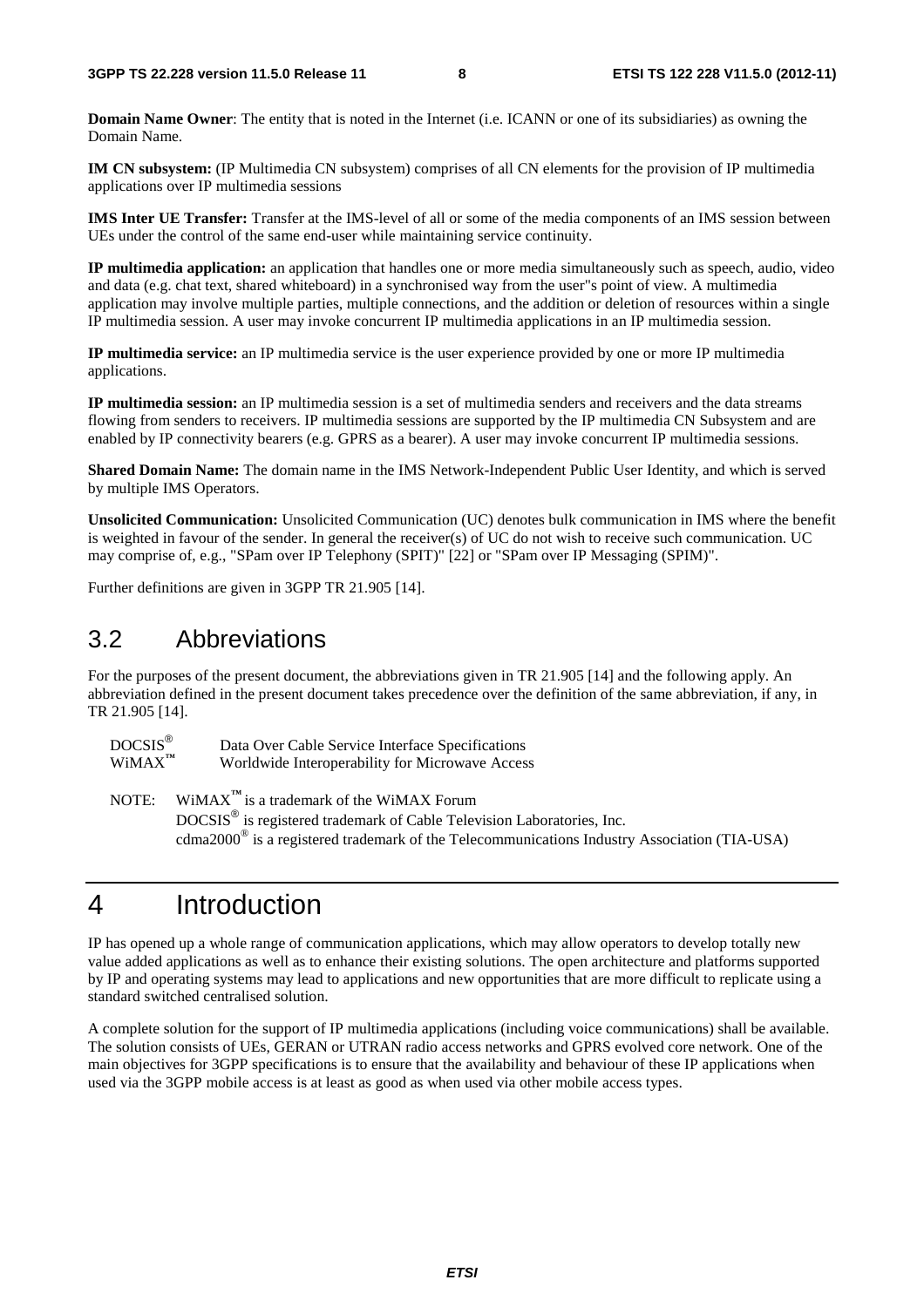**Domain Name Owner**: The entity that is noted in the Internet (i.e. ICANN or one of its subsidiaries) as owning the Domain Name.

**IM CN subsystem:** (IP Multimedia CN subsystem) comprises of all CN elements for the provision of IP multimedia applications over IP multimedia sessions

**IMS Inter UE Transfer:** Transfer at the IMS-level of all or some of the media components of an IMS session between UEs under the control of the same end-user while maintaining service continuity.

**IP multimedia application:** an application that handles one or more media simultaneously such as speech, audio, video and data (e.g. chat text, shared whiteboard) in a synchronised way from the user"s point of view. A multimedia application may involve multiple parties, multiple connections, and the addition or deletion of resources within a single IP multimedia session. A user may invoke concurrent IP multimedia applications in an IP multimedia session.

**IP multimedia service:** an IP multimedia service is the user experience provided by one or more IP multimedia applications.

**IP multimedia session:** an IP multimedia session is a set of multimedia senders and receivers and the data streams flowing from senders to receivers. IP multimedia sessions are supported by the IP multimedia CN Subsystem and are enabled by IP connectivity bearers (e.g. GPRS as a bearer). A user may invoke concurrent IP multimedia sessions.

**Shared Domain Name:** The domain name in the IMS Network-Independent Public User Identity, and which is served by multiple IMS Operators.

**Unsolicited Communication:** Unsolicited Communication (UC) denotes bulk communication in IMS where the benefit is weighted in favour of the sender. In general the receiver(s) of UC do not wish to receive such communication. UC may comprise of, e.g., "SPam over IP Telephony (SPIT)" [22] or "SPam over IP Messaging (SPIM)".

Further definitions are given in 3GPP TR 21.905 [14].

## 3.2 Abbreviations

For the purposes of the present document, the abbreviations given in TR 21.905 [14] and the following apply. An abbreviation defined in the present document takes precedence over the definition of the same abbreviation, if any, in TR 21.905 [14].

DOCSIS® Data Over Cable Service Interface Specifications
WiMAX™ Worldwide Interoperability for Microwave Access

NOTE: WiMAX™ is a trademark of the WiMAX Forum
DOCSIS® is registered trademark of Cable Television Laboratories, Inc.
cdma2000® is a registered trademark of the Telecommunications Industry Association (TIA-USA)

# 4 Introduction

IP has opened up a whole range of communication applications, which may allow operators to develop totally new value added applications as well as to enhance their existing solutions. The open architecture and platforms supported by IP and operating systems may lead to applications and new opportunities that are more difficult to replicate using a standard switched centralised solution.

A complete solution for the support of IP multimedia applications (including voice communications) shall be available. The solution consists of UEs, GERAN or UTRAN radio access networks and GPRS evolved core network. One of the main objectives for 3GPP specifications is to ensure that the availability and behaviour of these IP applications when used via the 3GPP mobile access is at least as good as when used via other mobile access types.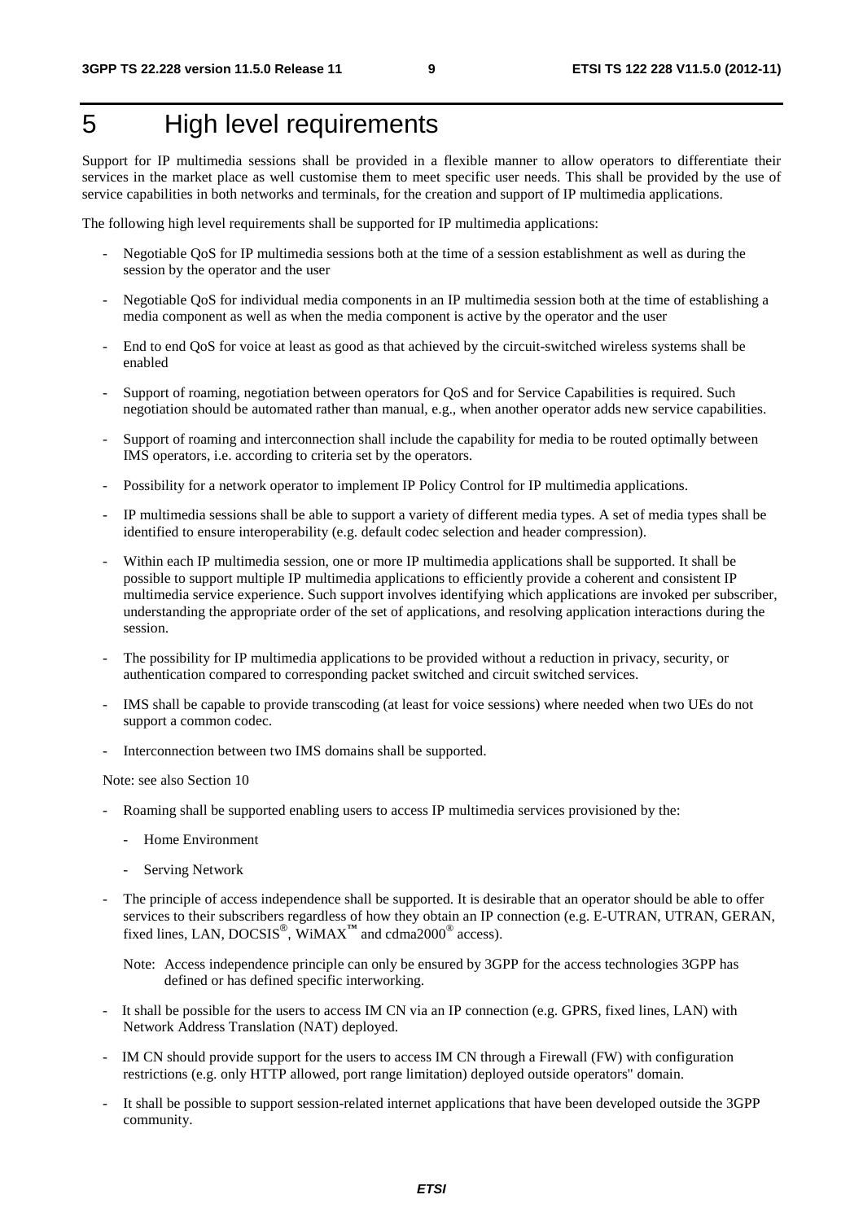# 5 High level requirements

Support for IP multimedia sessions shall be provided in a flexible manner to allow operators to differentiate their services in the market place as well customise them to meet specific user needs. This shall be provided by the use of service capabilities in both networks and terminals, for the creation and support of IP multimedia applications.

The following high level requirements shall be supported for IP multimedia applications:

- Negotiable QoS for IP multimedia sessions both at the time of a session establishment as well as during the session by the operator and the user
- Negotiable QoS for individual media components in an IP multimedia session both at the time of establishing a media component as well as when the media component is active by the operator and the user
- End to end QoS for voice at least as good as that achieved by the circuit-switched wireless systems shall be enabled
- Support of roaming, negotiation between operators for QoS and for Service Capabilities is required. Such negotiation should be automated rather than manual, e.g., when another operator adds new service capabilities.
- Support of roaming and interconnection shall include the capability for media to be routed optimally between IMS operators, i.e. according to criteria set by the operators.
- Possibility for a network operator to implement IP Policy Control for IP multimedia applications.
- IP multimedia sessions shall be able to support a variety of different media types. A set of media types shall be identified to ensure interoperability (e.g. default codec selection and header compression).
- Within each IP multimedia session, one or more IP multimedia applications shall be supported. It shall be possible to support multiple IP multimedia applications to efficiently provide a coherent and consistent IP multimedia service experience. Such support involves identifying which applications are invoked per subscriber, understanding the appropriate order of the set of applications, and resolving application interactions during the session.
- The possibility for IP multimedia applications to be provided without a reduction in privacy, security, or authentication compared to corresponding packet switched and circuit switched services.
- IMS shall be capable to provide transcoding (at least for voice sessions) where needed when two UEs do not support a common codec.
- Interconnection between two IMS domains shall be supported.

Note: see also Section 10

- Roaming shall be supported enabling users to access IP multimedia services provisioned by the:
  - Home Environment
  - Serving Network
- The principle of access independence shall be supported. It is desirable that an operator should be able to offer services to their subscribers regardless of how they obtain an IP connection (e.g. E-UTRAN, UTRAN, GERAN, fixed lines, LAN, DOCSIS®, WiMAX™ and cdma2000® access).

  Note: Access independence principle can only be ensured by 3GPP for the access technologies 3GPP has defined or has defined specific interworking.

- It shall be possible for the users to access IM CN via an IP connection (e.g. GPRS, fixed lines, LAN) with Network Address Translation (NAT) deployed.
- IM CN should provide support for the users to access IM CN through a Firewall (FW) with configuration restrictions (e.g. only HTTP allowed, port range limitation) deployed outside operators" domain.
- It shall be possible to support session-related internet applications that have been developed outside the 3GPP community.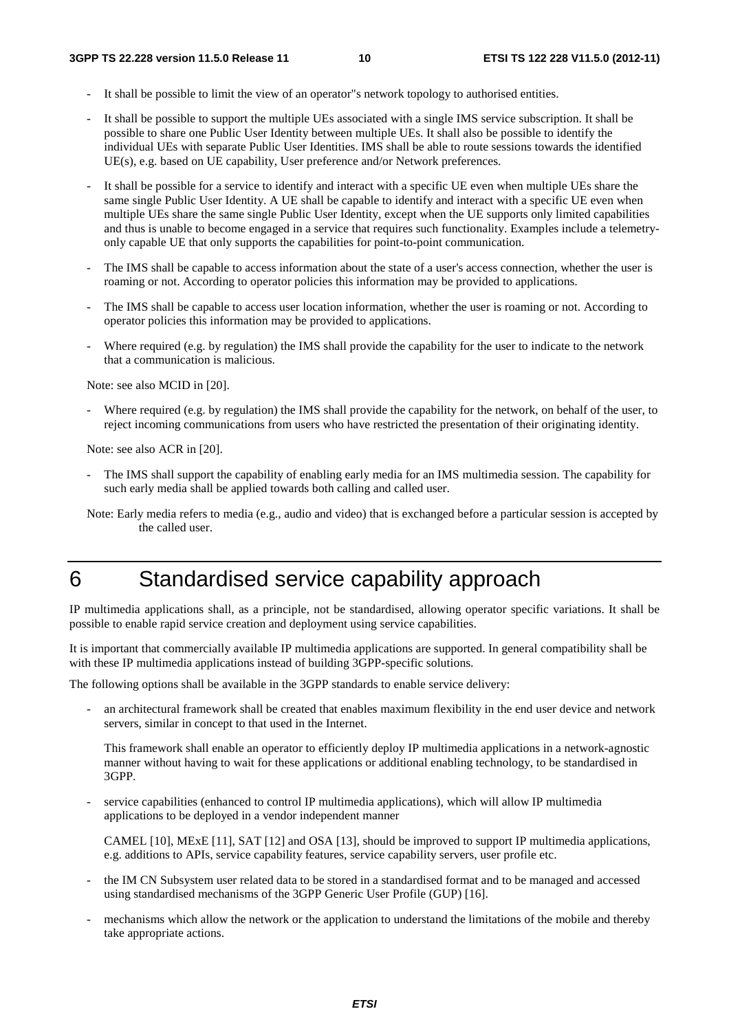- It shall be possible to limit the view of an operator"s network topology to authorised entities.

- It shall be possible to support the multiple UEs associated with a single IMS service subscription. It shall be possible to share one Public User Identity between multiple UEs. It shall also be possible to identify the individual UEs with separate Public User Identities. IMS shall be able to route sessions towards the identified UE(s), e.g. based on UE capability, User preference and/or Network preferences.

- It shall be possible for a service to identify and interact with a specific UE even when multiple UEs share the same single Public User Identity. A UE shall be capable to identify and interact with a specific UE even when multiple UEs share the same single Public User Identity, except when the UE supports only limited capabilities and thus is unable to become engaged in a service that requires such functionality. Examples include a telemetry-only capable UE that only supports the capabilities for point-to-point communication.

- The IMS shall be capable to access information about the state of a user's access connection, whether the user is roaming or not. According to operator policies this information may be provided to applications.

- The IMS shall be capable to access user location information, whether the user is roaming or not. According to operator policies this information may be provided to applications.

- Where required (e.g. by regulation) the IMS shall provide the capability for the user to indicate to the network that a communication is malicious.

Note: see also MCID in [20].

- Where required (e.g. by regulation) the IMS shall provide the capability for the network, on behalf of the user, to reject incoming communications from users who have restricted the presentation of their originating identity.

Note: see also ACR in [20].

- The IMS shall support the capability of enabling early media for an IMS multimedia session. The capability for such early media shall be applied towards both calling and called user.

Note: Early media refers to media (e.g., audio and video) that is exchanged before a particular session is accepted by the called user.

# 6 Standardised service capability approach

IP multimedia applications shall, as a principle, not be standardised, allowing operator specific variations. It shall be possible to enable rapid service creation and deployment using service capabilities.

It is important that commercially available IP multimedia applications are supported. In general compatibility shall be with these IP multimedia applications instead of building 3GPP-specific solutions.

The following options shall be available in the 3GPP standards to enable service delivery:

- an architectural framework shall be created that enables maximum flexibility in the end user device and network servers, similar in concept to that used in the Internet.

  This framework shall enable an operator to efficiently deploy IP multimedia applications in a network-agnostic manner without having to wait for these applications or additional enabling technology, to be standardised in 3GPP.

- service capabilities (enhanced to control IP multimedia applications), which will allow IP multimedia applications to be deployed in a vendor independent manner

  CAMEL [10], MExE [11], SAT [12] and OSA [13], should be improved to support IP multimedia applications, e.g. additions to APIs, service capability features, service capability servers, user profile etc.

- the IM CN Subsystem user related data to be stored in a standardised format and to be managed and accessed using standardised mechanisms of the 3GPP Generic User Profile (GUP) [16].

- mechanisms which allow the network or the application to understand the limitations of the mobile and thereby take appropriate actions.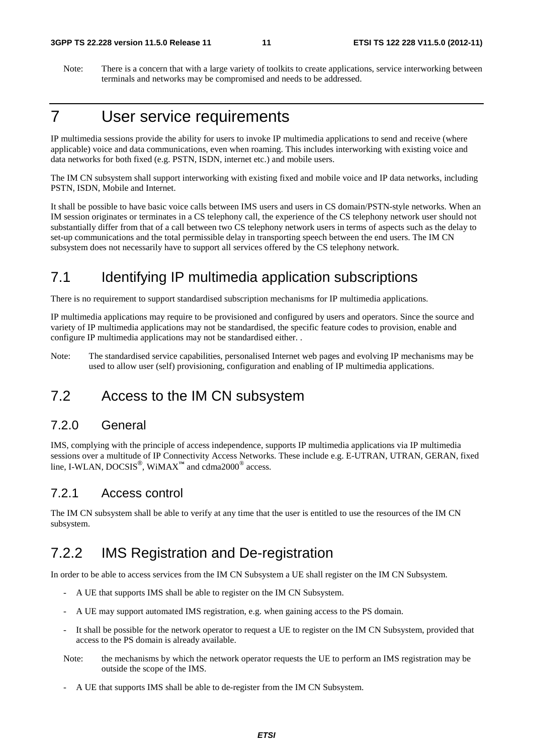Note: There is a concern that with a large variety of toolkits to create applications, service interworking between terminals and networks may be compromised and needs to be addressed.

# 7 User service requirements

IP multimedia sessions provide the ability for users to invoke IP multimedia applications to send and receive (where applicable) voice and data communications, even when roaming. This includes interworking with existing voice and data networks for both fixed (e.g. PSTN, ISDN, internet etc.) and mobile users.

The IM CN subsystem shall support interworking with existing fixed and mobile voice and IP data networks, including PSTN, ISDN, Mobile and Internet.

It shall be possible to have basic voice calls between IMS users and users in CS domain/PSTN-style networks. When an IM session originates or terminates in a CS telephony call, the experience of the CS telephony network user should not substantially differ from that of a call between two CS telephony network users in terms of aspects such as the delay to set-up communications and the total permissible delay in transporting speech between the end users. The IM CN subsystem does not necessarily have to support all services offered by the CS telephony network.

## 7.1 Identifying IP multimedia application subscriptions

There is no requirement to support standardised subscription mechanisms for IP multimedia applications.

IP multimedia applications may require to be provisioned and configured by users and operators. Since the source and variety of IP multimedia applications may not be standardised, the specific feature codes to provision, enable and configure IP multimedia applications may not be standardised either. .

Note: The standardised service capabilities, personalised Internet web pages and evolving IP mechanisms may be used to allow user (self) provisioning, configuration and enabling of IP multimedia applications.

## 7.2 Access to the IM CN subsystem

### 7.2.0 General

IMS, complying with the principle of access independence, supports IP multimedia applications via IP multimedia sessions over a multitude of IP Connectivity Access Networks. These include e.g. E-UTRAN, UTRAN, GERAN, fixed line, I-WLAN, DOCSIS®, WiMAX™ and cdma2000® access.

### 7.2.1 Access control

The IM CN subsystem shall be able to verify at any time that the user is entitled to use the resources of the IM CN subsystem.

## 7.2.2 IMS Registration and De-registration

In order to be able to access services from the IM CN Subsystem a UE shall register on the IM CN Subsystem.

- A UE that supports IMS shall be able to register on the IM CN Subsystem.
- A UE may support automated IMS registration, e.g. when gaining access to the PS domain.
- It shall be possible for the network operator to request a UE to register on the IM CN Subsystem, provided that access to the PS domain is already available.

Note: the mechanisms by which the network operator requests the UE to perform an IMS registration may be outside the scope of the IMS.

- A UE that supports IMS shall be able to de-register from the IM CN Subsystem.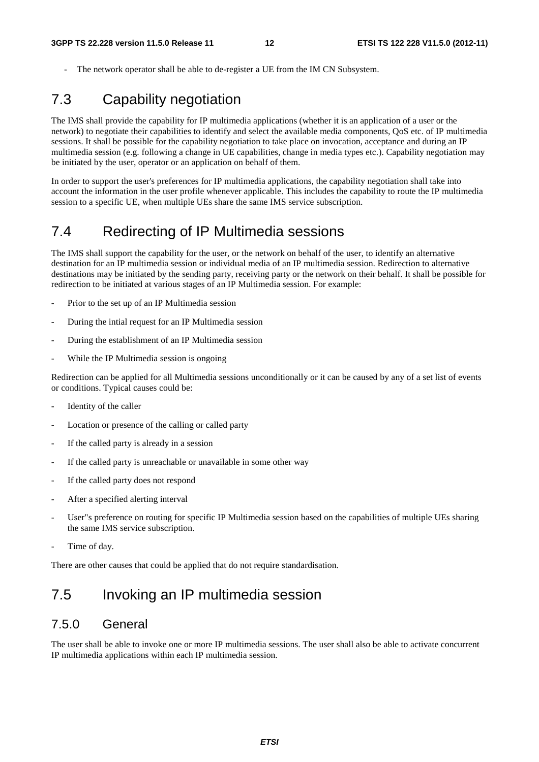- The network operator shall be able to de-register a UE from the IM CN Subsystem.

# 7.3 Capability negotiation

The IMS shall provide the capability for IP multimedia applications (whether it is an application of a user or the network) to negotiate their capabilities to identify and select the available media components, QoS etc. of IP multimedia sessions. It shall be possible for the capability negotiation to take place on invocation, acceptance and during an IP multimedia session (e.g. following a change in UE capabilities, change in media types etc.). Capability negotiation may be initiated by the user, operator or an application on behalf of them.

In order to support the user's preferences for IP multimedia applications, the capability negotiation shall take into account the information in the user profile whenever applicable. This includes the capability to route the IP multimedia session to a specific UE, when multiple UEs share the same IMS service subscription.

# 7.4 Redirecting of IP Multimedia sessions

The IMS shall support the capability for the user, or the network on behalf of the user, to identify an alternative destination for an IP multimedia session or individual media of an IP multimedia session. Redirection to alternative destinations may be initiated by the sending party, receiving party or the network on their behalf. It shall be possible for redirection to be initiated at various stages of an IP Multimedia session. For example:

- Prior to the set up of an IP Multimedia session
- During the intial request for an IP Multimedia session
- During the establishment of an IP Multimedia session
- While the IP Multimedia session is ongoing

Redirection can be applied for all Multimedia sessions unconditionally or it can be caused by any of a set list of events or conditions. Typical causes could be:

- Identity of the caller
- Location or presence of the calling or called party
- If the called party is already in a session
- If the called party is unreachable or unavailable in some other way
- If the called party does not respond
- After a specified alerting interval
- User''s preference on routing for specific IP Multimedia session based on the capabilities of multiple UEs sharing the same IMS service subscription.
- Time of day.

There are other causes that could be applied that do not require standardisation.

# 7.5 Invoking an IP multimedia session

## 7.5.0 General

The user shall be able to invoke one or more IP multimedia sessions. The user shall also be able to activate concurrent IP multimedia applications within each IP multimedia session.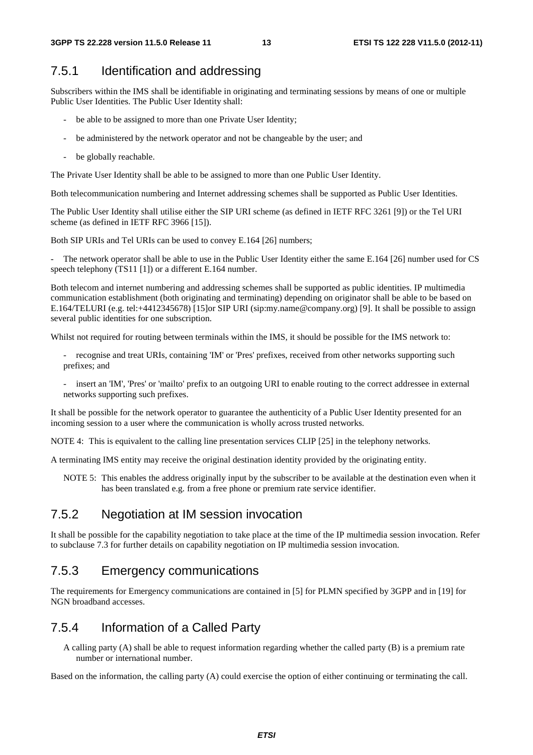### 7.5.1 Identification and addressing

Subscribers within the IMS shall be identifiable in originating and terminating sessions by means of one or multiple Public User Identities. The Public User Identity shall:

- be able to be assigned to more than one Private User Identity;
- be administered by the network operator and not be changeable by the user; and
- be globally reachable.

The Private User Identity shall be able to be assigned to more than one Public User Identity.

Both telecommunication numbering and Internet addressing schemes shall be supported as Public User Identities.

The Public User Identity shall utilise either the SIP URI scheme (as defined in IETF RFC 3261 [9]) or the Tel URI scheme (as defined in IETF RFC 3966 [15]).

Both SIP URIs and Tel URIs can be used to convey E.164 [26] numbers;

- The network operator shall be able to use in the Public User Identity either the same E.164 [26] number used for CS speech telephony (TS11 [1]) or a different E.164 number.

Both telecom and internet numbering and addressing schemes shall be supported as public identities. IP multimedia communication establishment (both originating and terminating) depending on originator shall be able to be based on E.164/TELURI (e.g. tel:+4412345678) [15]or SIP URI (sip:my.name@company.org) [9]. It shall be possible to assign several public identities for one subscription.

Whilst not required for routing between terminals within the IMS, it should be possible for the IMS network to:

- recognise and treat URIs, containing 'IM' or 'Pres' prefixes, received from other networks supporting such prefixes; and
- insert an 'IM', 'Pres' or 'mailto' prefix to an outgoing URI to enable routing to the correct addressee in external networks supporting such prefixes.

It shall be possible for the network operator to guarantee the authenticity of a Public User Identity presented for an incoming session to a user where the communication is wholly across trusted networks.

NOTE 4: This is equivalent to the calling line presentation services CLIP [25] in the telephony networks.

A terminating IMS entity may receive the original destination identity provided by the originating entity.

NOTE 5: This enables the address originally input by the subscriber to be available at the destination even when it has been translated e.g. from a free phone or premium rate service identifier.

### 7.5.2 Negotiation at IM session invocation

It shall be possible for the capability negotiation to take place at the time of the IP multimedia session invocation. Refer to subclause 7.3 for further details on capability negotiation on IP multimedia session invocation.

### 7.5.3 Emergency communications

The requirements for Emergency communications are contained in [5] for PLMN specified by 3GPP and in [19] for NGN broadband accesses.

### 7.5.4 Information of a Called Party

A calling party (A) shall be able to request information regarding whether the called party (B) is a premium rate number or international number.

Based on the information, the calling party (A) could exercise the option of either continuing or terminating the call.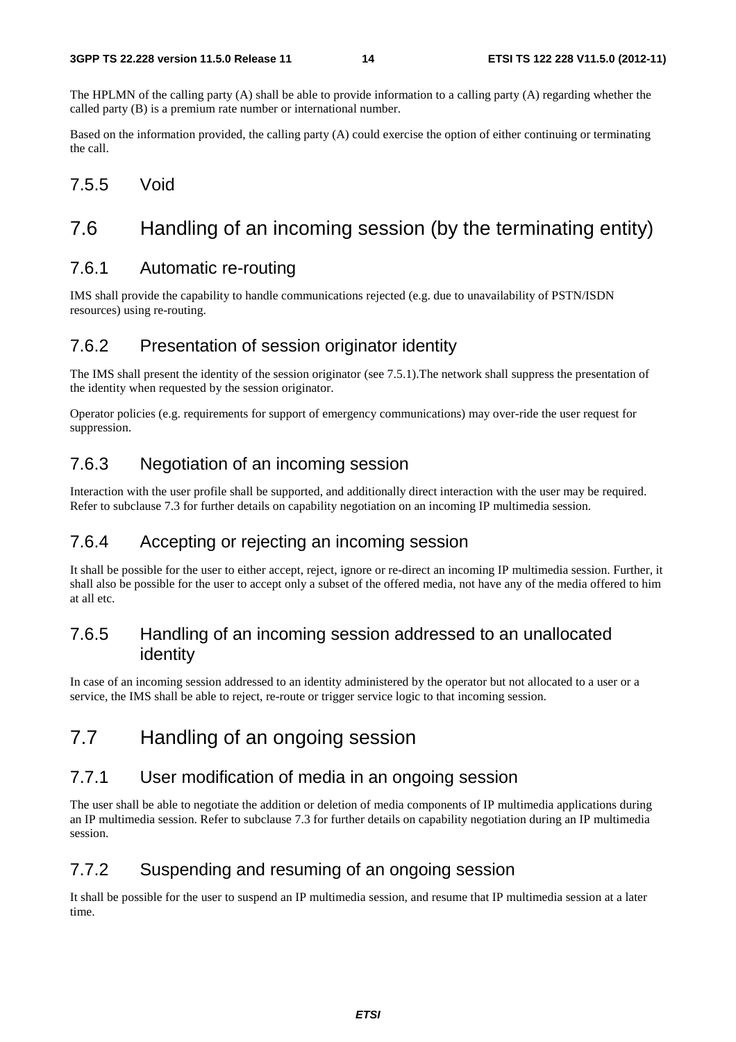The HPLMN of the calling party (A) shall be able to provide information to a calling party (A) regarding whether the called party (B) is a premium rate number or international number.

Based on the information provided, the calling party (A) could exercise the option of either continuing or terminating the call.

### 7.5.5 Void

## 7.6 Handling of an incoming session (by the terminating entity)

### 7.6.1 Automatic re-routing

IMS shall provide the capability to handle communications rejected (e.g. due to unavailability of PSTN/ISDN resources) using re-routing.

### 7.6.2 Presentation of session originator identity

The IMS shall present the identity of the session originator (see 7.5.1).The network shall suppress the presentation of the identity when requested by the session originator.

Operator policies (e.g. requirements for support of emergency communications) may over-ride the user request for suppression.

### 7.6.3 Negotiation of an incoming session

Interaction with the user profile shall be supported, and additionally direct interaction with the user may be required. Refer to subclause 7.3 for further details on capability negotiation on an incoming IP multimedia session.

### 7.6.4 Accepting or rejecting an incoming session

It shall be possible for the user to either accept, reject, ignore or re-direct an incoming IP multimedia session. Further, it shall also be possible for the user to accept only a subset of the offered media, not have any of the media offered to him at all etc.

### 7.6.5 Handling of an incoming session addressed to an unallocated identity

In case of an incoming session addressed to an identity administered by the operator but not allocated to a user or a service, the IMS shall be able to reject, re-route or trigger service logic to that incoming session.

## 7.7 Handling of an ongoing session

### 7.7.1 User modification of media in an ongoing session

The user shall be able to negotiate the addition or deletion of media components of IP multimedia applications during an IP multimedia session. Refer to subclause 7.3 for further details on capability negotiation during an IP multimedia session.

### 7.7.2 Suspending and resuming of an ongoing session

It shall be possible for the user to suspend an IP multimedia session, and resume that IP multimedia session at a later time.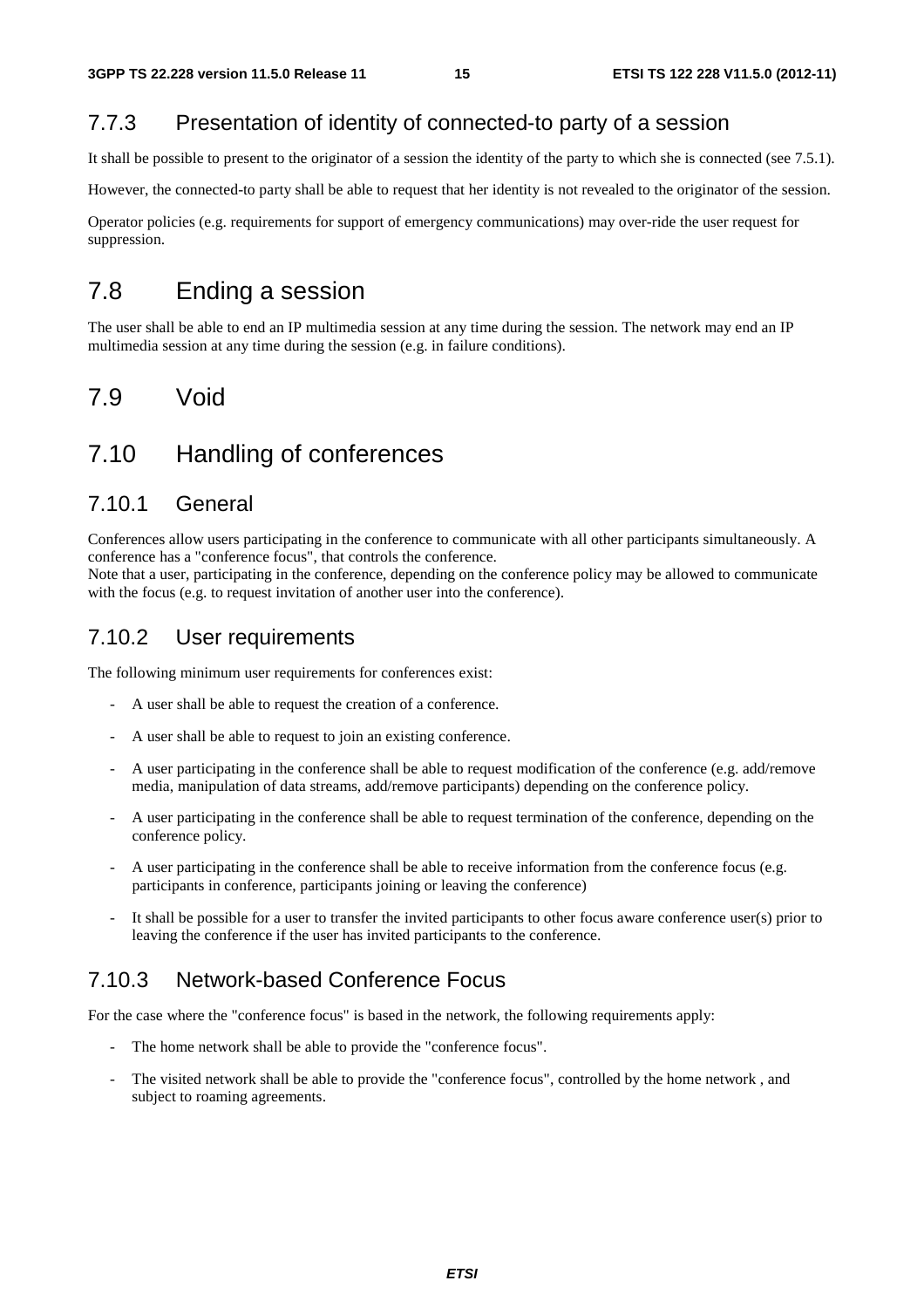### 7.7.3 Presentation of identity of connected-to party of a session

It shall be possible to present to the originator of a session the identity of the party to which she is connected (see 7.5.1).

However, the connected-to party shall be able to request that her identity is not revealed to the originator of the session.

Operator policies (e.g. requirements for support of emergency communications) may over-ride the user request for suppression.

## 7.8 Ending a session

The user shall be able to end an IP multimedia session at any time during the session. The network may end an IP multimedia session at any time during the session (e.g. in failure conditions).

## 7.9 Void

## 7.10 Handling of conferences

### 7.10.1 General

Conferences allow users participating in the conference to communicate with all other participants simultaneously. A conference has a "conference focus", that controls the conference.
Note that a user, participating in the conference, depending on the conference policy may be allowed to communicate with the focus (e.g. to request invitation of another user into the conference).

### 7.10.2 User requirements

The following minimum user requirements for conferences exist:

- A user shall be able to request the creation of a conference.
- A user shall be able to request to join an existing conference.
- A user participating in the conference shall be able to request modification of the conference (e.g. add/remove media, manipulation of data streams, add/remove participants) depending on the conference policy.
- A user participating in the conference shall be able to request termination of the conference, depending on the conference policy.
- A user participating in the conference shall be able to receive information from the conference focus (e.g. participants in conference, participants joining or leaving the conference)
- It shall be possible for a user to transfer the invited participants to other focus aware conference user(s) prior to leaving the conference if the user has invited participants to the conference.

### 7.10.3 Network-based Conference Focus

For the case where the "conference focus" is based in the network, the following requirements apply:

- The home network shall be able to provide the "conference focus".
- The visited network shall be able to provide the "conference focus", controlled by the home network , and subject to roaming agreements.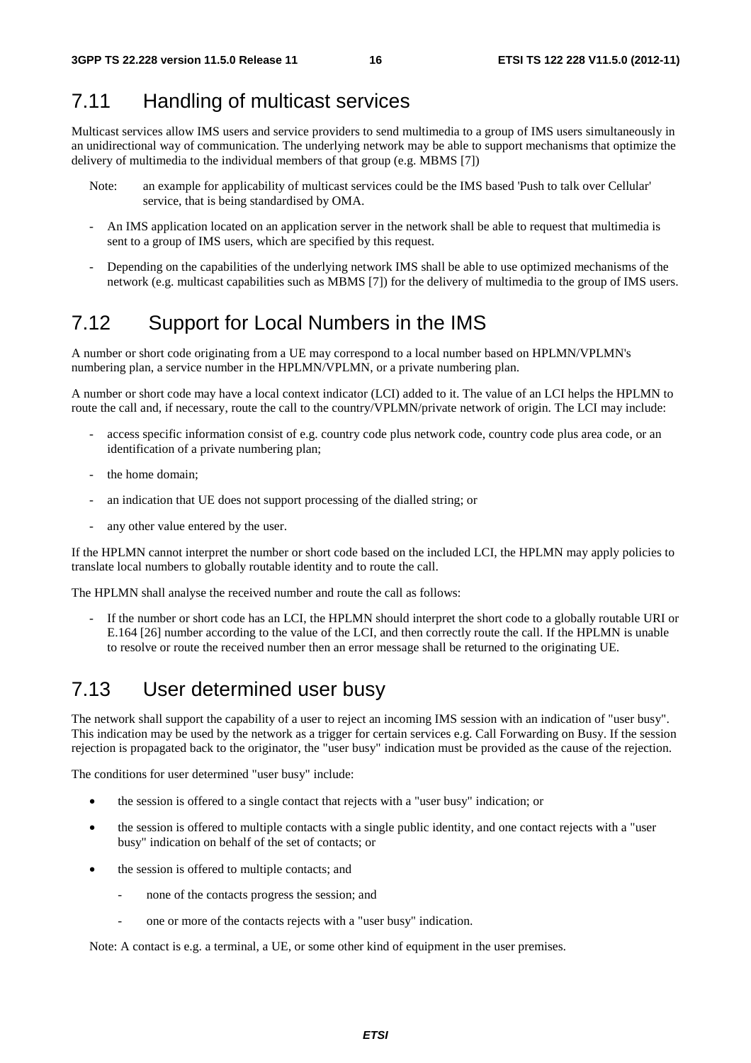## 7.11 Handling of multicast services

Multicast services allow IMS users and service providers to send multimedia to a group of IMS users simultaneously in an unidirectional way of communication. The underlying network may be able to support mechanisms that optimize the delivery of multimedia to the individual members of that group (e.g. MBMS [7])

Note: an example for applicability of multicast services could be the IMS based 'Push to talk over Cellular' service, that is being standardised by OMA.

- An IMS application located on an application server in the network shall be able to request that multimedia is sent to a group of IMS users, which are specified by this request.
- Depending on the capabilities of the underlying network IMS shall be able to use optimized mechanisms of the network (e.g. multicast capabilities such as MBMS [7]) for the delivery of multimedia to the group of IMS users.

## 7.12 Support for Local Numbers in the IMS

A number or short code originating from a UE may correspond to a local number based on HPLMN/VPLMN's numbering plan, a service number in the HPLMN/VPLMN, or a private numbering plan.

A number or short code may have a local context indicator (LCI) added to it. The value of an LCI helps the HPLMN to route the call and, if necessary, route the call to the country/VPLMN/private network of origin. The LCI may include:

- access specific information consist of e.g. country code plus network code, country code plus area code, or an identification of a private numbering plan;
- the home domain;
- an indication that UE does not support processing of the dialled string; or
- any other value entered by the user.

If the HPLMN cannot interpret the number or short code based on the included LCI, the HPLMN may apply policies to translate local numbers to globally routable identity and to route the call.

The HPLMN shall analyse the received number and route the call as follows:

- If the number or short code has an LCI, the HPLMN should interpret the short code to a globally routable URI or E.164 [26] number according to the value of the LCI, and then correctly route the call. If the HPLMN is unable to resolve or route the received number then an error message shall be returned to the originating UE.

## 7.13 User determined user busy

The network shall support the capability of a user to reject an incoming IMS session with an indication of "user busy". This indication may be used by the network as a trigger for certain services e.g. Call Forwarding on Busy. If the session rejection is propagated back to the originator, the "user busy" indication must be provided as the cause of the rejection.

The conditions for user determined "user busy" include:

- the session is offered to a single contact that rejects with a "user busy" indication; or
- the session is offered to multiple contacts with a single public identity, and one contact rejects with a "user busy" indication on behalf of the set of contacts; or
- the session is offered to multiple contacts; and
  - none of the contacts progress the session; and
  - one or more of the contacts rejects with a "user busy" indication.

Note: A contact is e.g. a terminal, a UE, or some other kind of equipment in the user premises.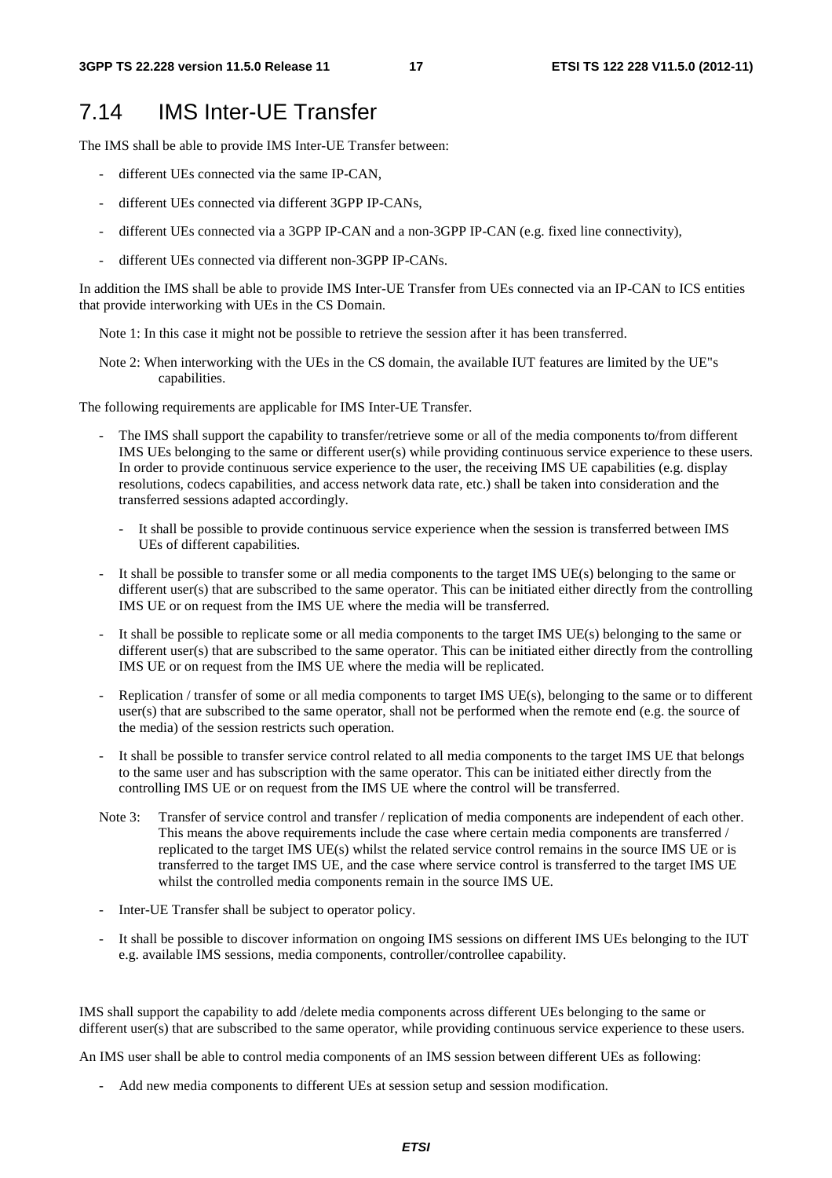# 7.14 IMS Inter-UE Transfer

The IMS shall be able to provide IMS Inter-UE Transfer between:

- different UEs connected via the same IP-CAN,
- different UEs connected via different 3GPP IP-CANs,
- different UEs connected via a 3GPP IP-CAN and a non-3GPP IP-CAN (e.g. fixed line connectivity),
- different UEs connected via different non-3GPP IP-CANs.

In addition the IMS shall be able to provide IMS Inter-UE Transfer from UEs connected via an IP-CAN to ICS entities that provide interworking with UEs in the CS Domain.

Note 1: In this case it might not be possible to retrieve the session after it has been transferred.

Note 2: When interworking with the UEs in the CS domain, the available IUT features are limited by the UE"s capabilities.

The following requirements are applicable for IMS Inter-UE Transfer.

- The IMS shall support the capability to transfer/retrieve some or all of the media components to/from different IMS UEs belonging to the same or different user(s) while providing continuous service experience to these users. In order to provide continuous service experience to the user, the receiving IMS UE capabilities (e.g. display resolutions, codecs capabilities, and access network data rate, etc.) shall be taken into consideration and the transferred sessions adapted accordingly.
  - It shall be possible to provide continuous service experience when the session is transferred between IMS UEs of different capabilities.
- It shall be possible to transfer some or all media components to the target IMS UE(s) belonging to the same or different user(s) that are subscribed to the same operator. This can be initiated either directly from the controlling IMS UE or on request from the IMS UE where the media will be transferred.
- It shall be possible to replicate some or all media components to the target IMS UE(s) belonging to the same or different user(s) that are subscribed to the same operator. This can be initiated either directly from the controlling IMS UE or on request from the IMS UE where the media will be replicated.
- Replication / transfer of some or all media components to target IMS UE(s), belonging to the same or to different user(s) that are subscribed to the same operator, shall not be performed when the remote end (e.g. the source of the media) of the session restricts such operation.
- It shall be possible to transfer service control related to all media components to the target IMS UE that belongs to the same user and has subscription with the same operator. This can be initiated either directly from the controlling IMS UE or on request from the IMS UE where the control will be transferred.

Note 3: Transfer of service control and transfer / replication of media components are independent of each other. This means the above requirements include the case where certain media components are transferred / replicated to the target IMS UE(s) whilst the related service control remains in the source IMS UE or is transferred to the target IMS UE, and the case where service control is transferred to the target IMS UE whilst the controlled media components remain in the source IMS UE.

- Inter-UE Transfer shall be subject to operator policy.
- It shall be possible to discover information on ongoing IMS sessions on different IMS UEs belonging to the IUT e.g. available IMS sessions, media components, controller/controllee capability.

IMS shall support the capability to add /delete media components across different UEs belonging to the same or different user(s) that are subscribed to the same operator, while providing continuous service experience to these users.

An IMS user shall be able to control media components of an IMS session between different UEs as following:

- Add new media components to different UEs at session setup and session modification.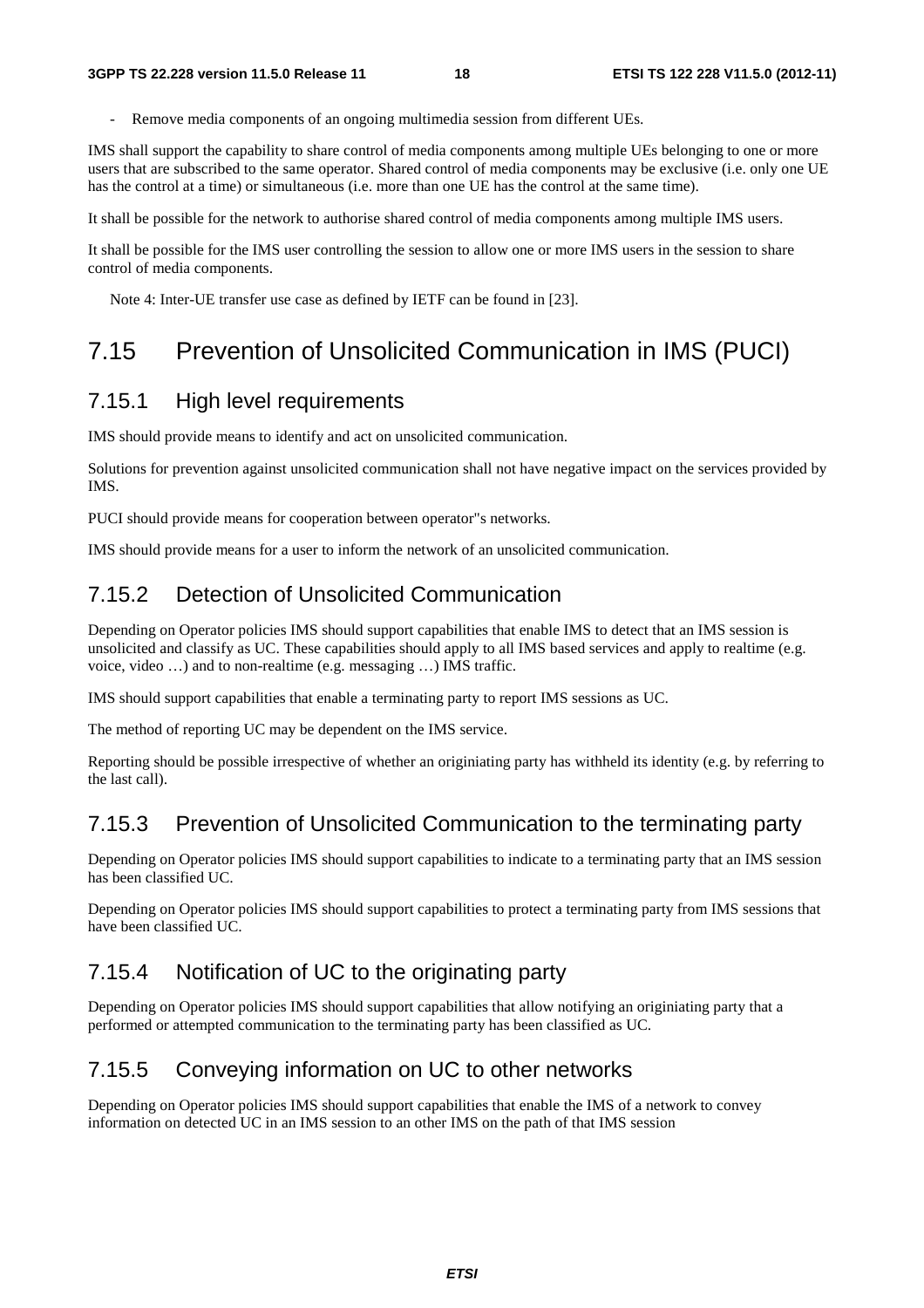- Remove media components of an ongoing multimedia session from different UEs.

IMS shall support the capability to share control of media components among multiple UEs belonging to one or more users that are subscribed to the same operator. Shared control of media components may be exclusive (i.e. only one UE has the control at a time) or simultaneous (i.e. more than one UE has the control at the same time).

It shall be possible for the network to authorise shared control of media components among multiple IMS users.

It shall be possible for the IMS user controlling the session to allow one or more IMS users in the session to share control of media components.

Note 4: Inter-UE transfer use case as defined by IETF can be found in [23].

# 7.15 Prevention of Unsolicited Communication in IMS (PUCI)

## 7.15.1 High level requirements

IMS should provide means to identify and act on unsolicited communication.

Solutions for prevention against unsolicited communication shall not have negative impact on the services provided by IMS.

PUCI should provide means for cooperation between operator"s networks.

IMS should provide means for a user to inform the network of an unsolicited communication.

## 7.15.2 Detection of Unsolicited Communication

Depending on Operator policies IMS should support capabilities that enable IMS to detect that an IMS session is unsolicited and classify as UC. These capabilities should apply to all IMS based services and apply to realtime (e.g. voice, video …) and to non-realtime (e.g. messaging …) IMS traffic.

IMS should support capabilities that enable a terminating party to report IMS sessions as UC.

The method of reporting UC may be dependent on the IMS service.

Reporting should be possible irrespective of whether an originiating party has withheld its identity (e.g. by referring to the last call).

## 7.15.3 Prevention of Unsolicited Communication to the terminating party

Depending on Operator policies IMS should support capabilities to indicate to a terminating party that an IMS session has been classified UC.

Depending on Operator policies IMS should support capabilities to protect a terminating party from IMS sessions that have been classified UC.

## 7.15.4 Notification of UC to the originating party

Depending on Operator policies IMS should support capabilities that allow notifying an originiating party that a performed or attempted communication to the terminating party has been classified as UC.

## 7.15.5 Conveying information on UC to other networks

Depending on Operator policies IMS should support capabilities that enable the IMS of a network to convey information on detected UC in an IMS session to an other IMS on the path of that IMS session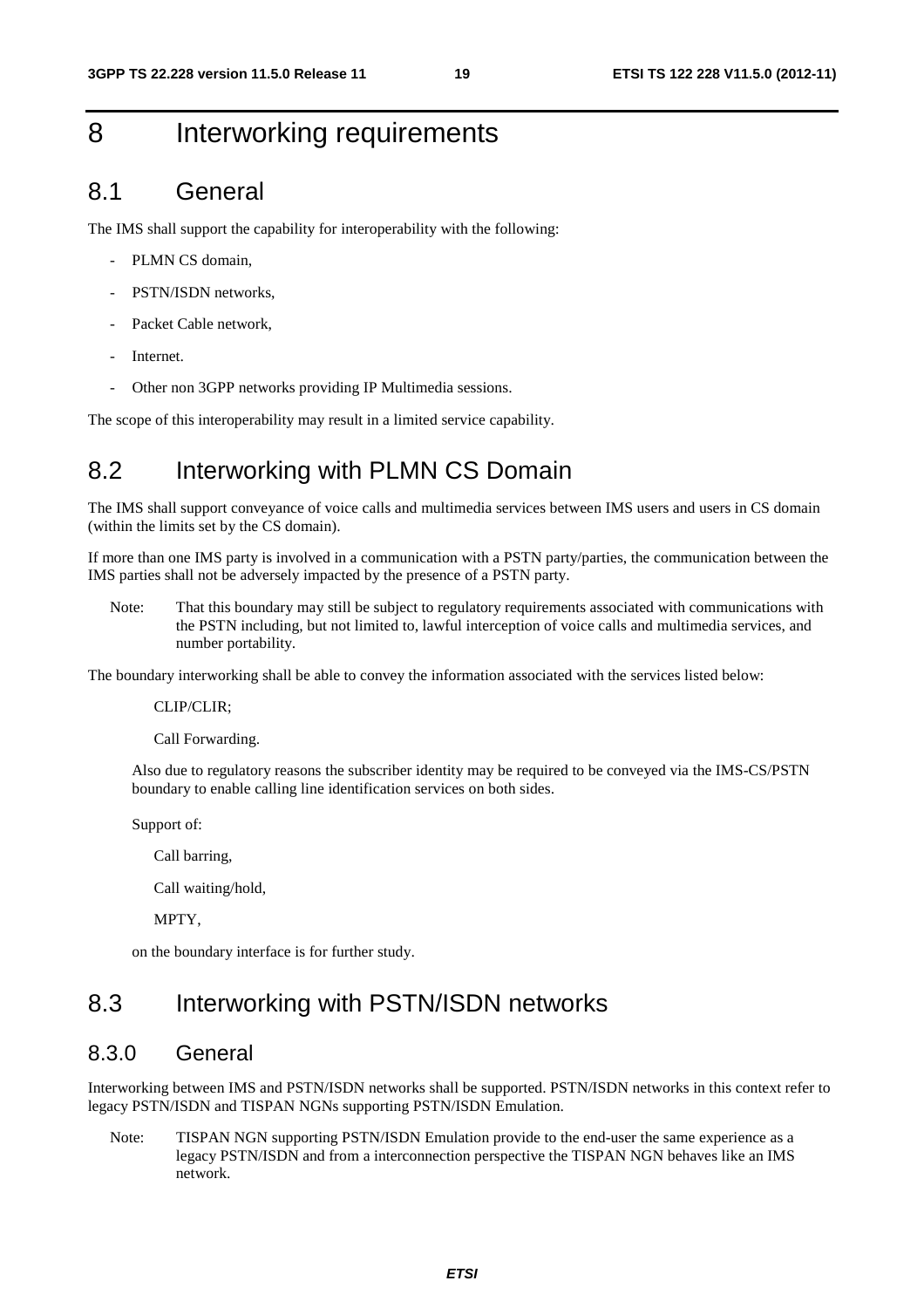# 8 Interworking requirements

## 8.1 General

The IMS shall support the capability for interoperability with the following:

- PLMN CS domain,
- PSTN/ISDN networks,
- Packet Cable network,
- Internet.
- Other non 3GPP networks providing IP Multimedia sessions.

The scope of this interoperability may result in a limited service capability.

## 8.2 Interworking with PLMN CS Domain

The IMS shall support conveyance of voice calls and multimedia services between IMS users and users in CS domain (within the limits set by the CS domain).

If more than one IMS party is involved in a communication with a PSTN party/parties, the communication between the IMS parties shall not be adversely impacted by the presence of a PSTN party.

Note: That this boundary may still be subject to regulatory requirements associated with communications with the PSTN including, but not limited to, lawful interception of voice calls and multimedia services, and number portability.

The boundary interworking shall be able to convey the information associated with the services listed below:

CLIP/CLIR;

Call Forwarding.

Also due to regulatory reasons the subscriber identity may be required to be conveyed via the IMS-CS/PSTN boundary to enable calling line identification services on both sides.

Support of:

Call barring,

Call waiting/hold,

MPTY,

on the boundary interface is for further study.

## 8.3 Interworking with PSTN/ISDN networks

### 8.3.0 General

Interworking between IMS and PSTN/ISDN networks shall be supported. PSTN/ISDN networks in this context refer to legacy PSTN/ISDN and TISPAN NGNs supporting PSTN/ISDN Emulation.

Note: TISPAN NGN supporting PSTN/ISDN Emulation provide to the end-user the same experience as a legacy PSTN/ISDN and from a interconnection perspective the TISPAN NGN behaves like an IMS network.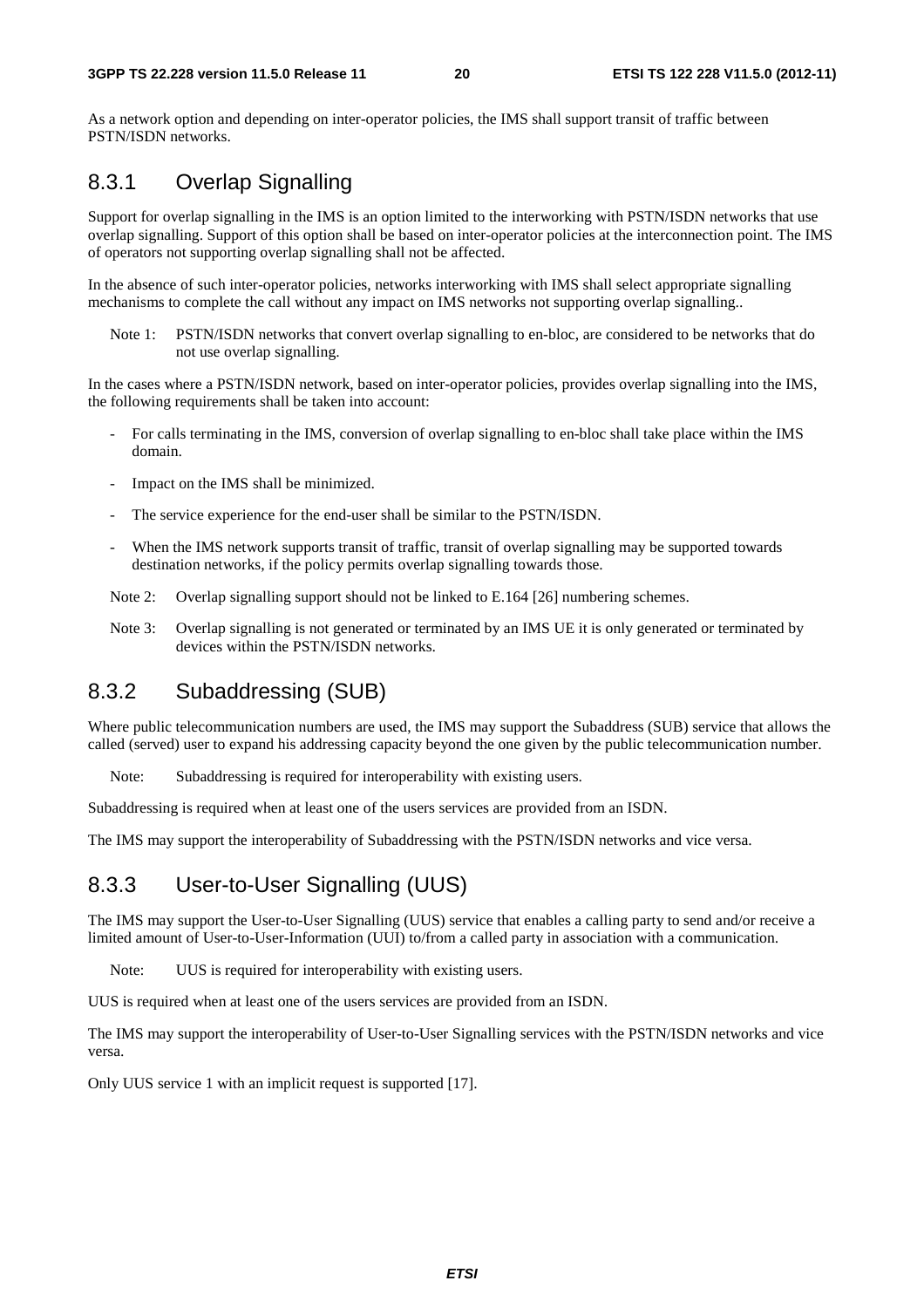As a network option and depending on inter-operator policies, the IMS shall support transit of traffic between PSTN/ISDN networks.

### 8.3.1 Overlap Signalling

Support for overlap signalling in the IMS is an option limited to the interworking with PSTN/ISDN networks that use overlap signalling. Support of this option shall be based on inter-operator policies at the interconnection point. The IMS of operators not supporting overlap signalling shall not be affected.

In the absence of such inter-operator policies, networks interworking with IMS shall select appropriate signalling mechanisms to complete the call without any impact on IMS networks not supporting overlap signalling..

Note 1: PSTN/ISDN networks that convert overlap signalling to en-bloc, are considered to be networks that do not use overlap signalling.

In the cases where a PSTN/ISDN network, based on inter-operator policies, provides overlap signalling into the IMS, the following requirements shall be taken into account:

- For calls terminating in the IMS, conversion of overlap signalling to en-bloc shall take place within the IMS domain.
- Impact on the IMS shall be minimized.
- The service experience for the end-user shall be similar to the PSTN/ISDN.
- When the IMS network supports transit of traffic, transit of overlap signalling may be supported towards destination networks, if the policy permits overlap signalling towards those.

Note 2: Overlap signalling support should not be linked to E.164 [26] numbering schemes.

Note 3: Overlap signalling is not generated or terminated by an IMS UE it is only generated or terminated by devices within the PSTN/ISDN networks.

### 8.3.2 Subaddressing (SUB)

Where public telecommunication numbers are used, the IMS may support the Subaddress (SUB) service that allows the called (served) user to expand his addressing capacity beyond the one given by the public telecommunication number.

Note: Subaddressing is required for interoperability with existing users.

Subaddressing is required when at least one of the users services are provided from an ISDN.

The IMS may support the interoperability of Subaddressing with the PSTN/ISDN networks and vice versa.

### 8.3.3 User-to-User Signalling (UUS)

The IMS may support the User-to-User Signalling (UUS) service that enables a calling party to send and/or receive a limited amount of User-to-User-Information (UUI) to/from a called party in association with a communication.

Note: UUS is required for interoperability with existing users.

UUS is required when at least one of the users services are provided from an ISDN.

The IMS may support the interoperability of User-to-User Signalling services with the PSTN/ISDN networks and vice versa.

Only UUS service 1 with an implicit request is supported [17].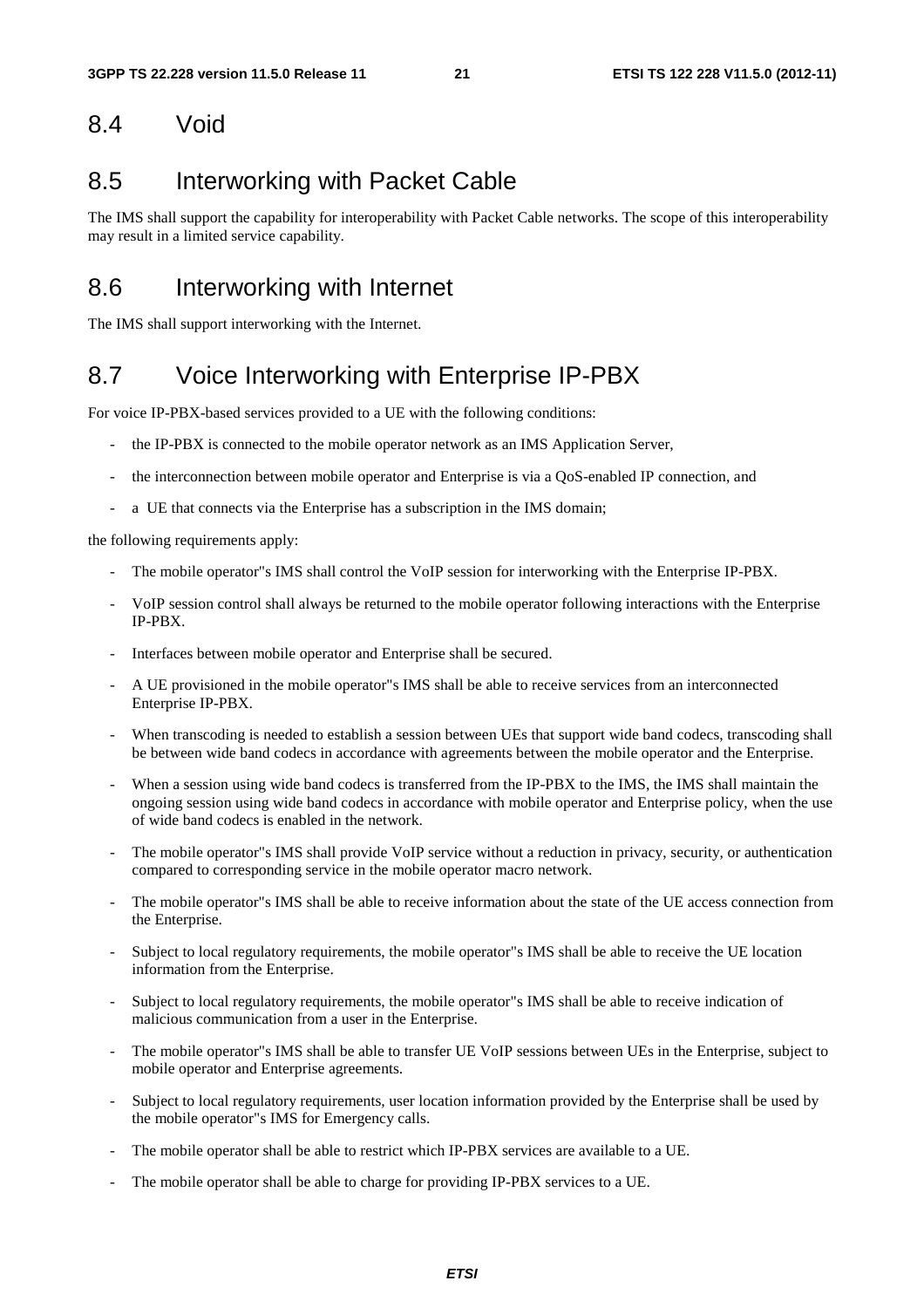## 8.4 Void

## 8.5 Interworking with Packet Cable

The IMS shall support the capability for interoperability with Packet Cable networks. The scope of this interoperability may result in a limited service capability.

## 8.6 Interworking with Internet

The IMS shall support interworking with the Internet.

## 8.7 Voice Interworking with Enterprise IP-PBX

For voice IP-PBX-based services provided to a UE with the following conditions:

- the IP-PBX is connected to the mobile operator network as an IMS Application Server,
- the interconnection between mobile operator and Enterprise is via a QoS-enabled IP connection, and
- a UE that connects via the Enterprise has a subscription in the IMS domain;

the following requirements apply:

- The mobile operator"s IMS shall control the VoIP session for interworking with the Enterprise IP-PBX.
- VoIP session control shall always be returned to the mobile operator following interactions with the Enterprise IP-PBX.
- Interfaces between mobile operator and Enterprise shall be secured.
- A UE provisioned in the mobile operator"s IMS shall be able to receive services from an interconnected Enterprise IP-PBX.
- When transcoding is needed to establish a session between UEs that support wide band codecs, transcoding shall be between wide band codecs in accordance with agreements between the mobile operator and the Enterprise.
- When a session using wide band codecs is transferred from the IP-PBX to the IMS, the IMS shall maintain the ongoing session using wide band codecs in accordance with mobile operator and Enterprise policy, when the use of wide band codecs is enabled in the network.
- The mobile operator"s IMS shall provide VoIP service without a reduction in privacy, security, or authentication compared to corresponding service in the mobile operator macro network.
- The mobile operator"s IMS shall be able to receive information about the state of the UE access connection from the Enterprise.
- Subject to local regulatory requirements, the mobile operator"s IMS shall be able to receive the UE location information from the Enterprise.
- Subject to local regulatory requirements, the mobile operator"s IMS shall be able to receive indication of malicious communication from a user in the Enterprise.
- The mobile operator"s IMS shall be able to transfer UE VoIP sessions between UEs in the Enterprise, subject to mobile operator and Enterprise agreements.
- Subject to local regulatory requirements, user location information provided by the Enterprise shall be used by the mobile operator"s IMS for Emergency calls.
- The mobile operator shall be able to restrict which IP-PBX services are available to a UE.
- The mobile operator shall be able to charge for providing IP-PBX services to a UE.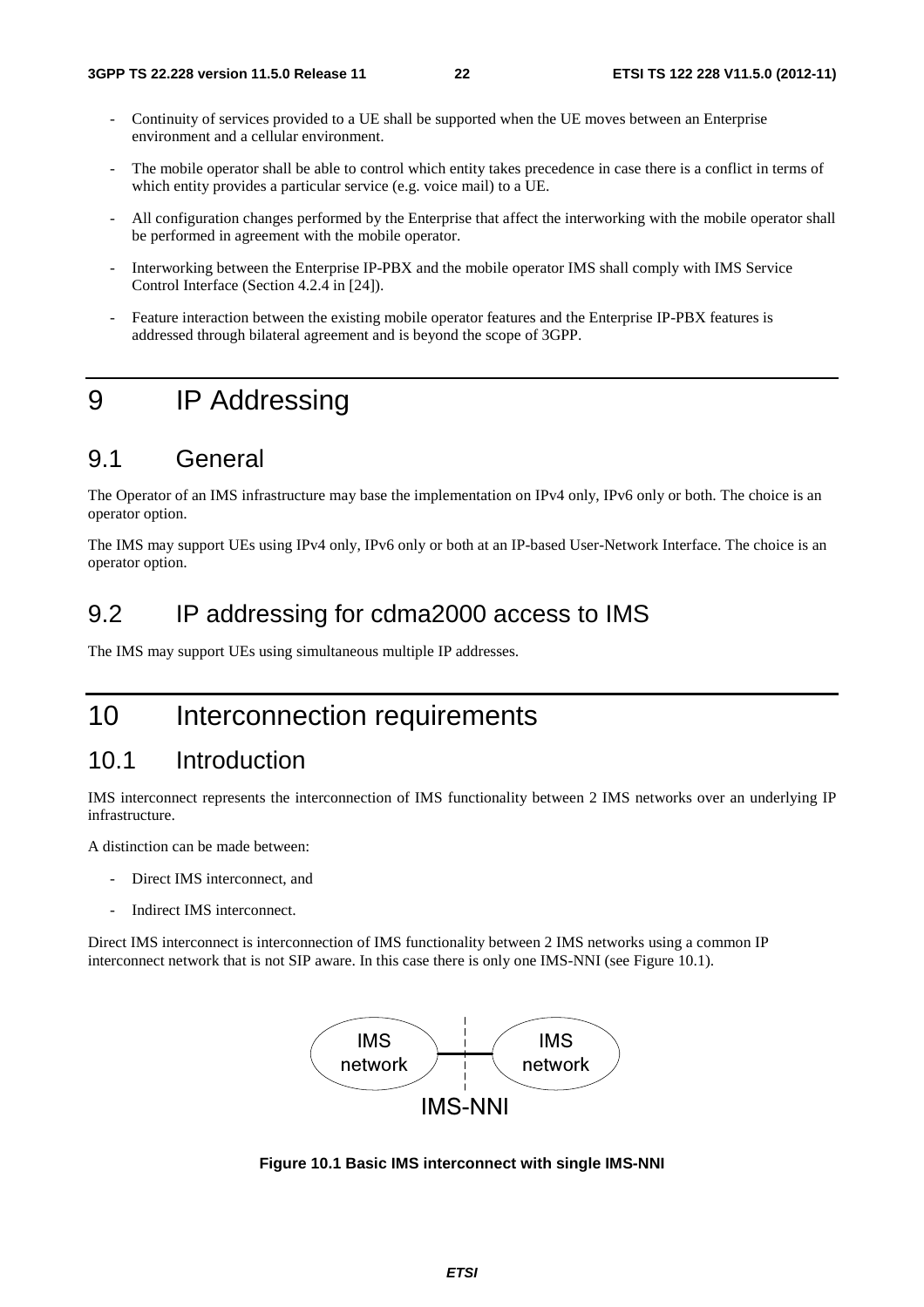- Continuity of services provided to a UE shall be supported when the UE moves between an Enterprise environment and a cellular environment.

- The mobile operator shall be able to control which entity takes precedence in case there is a conflict in terms of which entity provides a particular service (e.g. voice mail) to a UE.

- All configuration changes performed by the Enterprise that affect the interworking with the mobile operator shall be performed in agreement with the mobile operator.

- Interworking between the Enterprise IP-PBX and the mobile operator IMS shall comply with IMS Service Control Interface (Section 4.2.4 in [24]).

- Feature interaction between the existing mobile operator features and the Enterprise IP-PBX features is addressed through bilateral agreement and is beyond the scope of 3GPP.

# 9 IP Addressing

## 9.1 General

The Operator of an IMS infrastructure may base the implementation on IPv4 only, IPv6 only or both. The choice is an operator option.

The IMS may support UEs using IPv4 only, IPv6 only or both at an IP-based User-Network Interface. The choice is an operator option.

## 9.2 IP addressing for cdma2000 access to IMS

The IMS may support UEs using simultaneous multiple IP addresses.

# 10 Interconnection requirements

## 10.1 Introduction

IMS interconnect represents the interconnection of IMS functionality between 2 IMS networks over an underlying IP infrastructure.

A distinction can be made between:

- Direct IMS interconnect, and
- Indirect IMS interconnect.

Direct IMS interconnect is interconnection of IMS functionality between 2 IMS networks using a common IP interconnect network that is not SIP aware. In this case there is only one IMS-NNI (see Figure 10.1).

IMS network — IMS network

IMS-NNI

**Figure 10.1 Basic IMS interconnect with single IMS-NNI**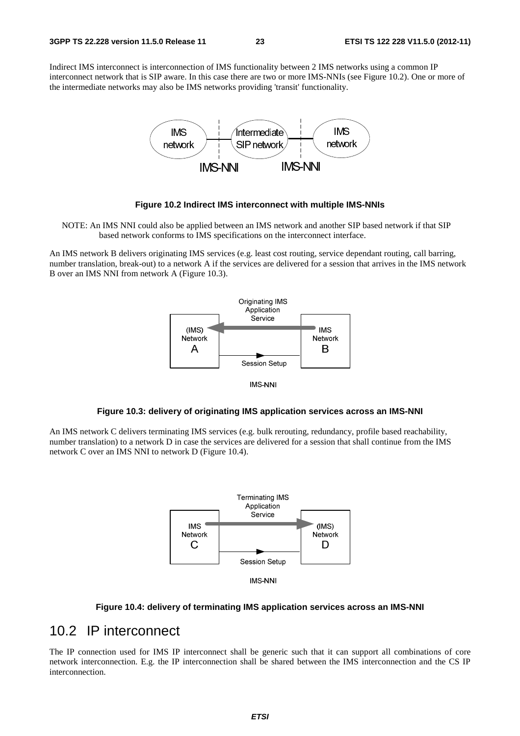Indirect IMS interconnect is interconnection of IMS functionality between 2 IMS networks using a common IP interconnect network that is SIP aware. In this case there are two or more IMS-NNIs (see Figure 10.2). One or more of the intermediate networks may also be IMS networks providing 'transit' functionality.

**Figure 10.2 Indirect IMS interconnect with multiple IMS-NNIs**

NOTE: An IMS NNI could also be applied between an IMS network and another SIP based network if that SIP based network conforms to IMS specifications on the interconnect interface.

An IMS network B delivers originating IMS services (e.g. least cost routing, service dependant routing, call barring, number translation, break-out) to a network A if the services are delivered for a session that arrives in the IMS network B over an IMS NNI from network A (Figure 10.3).

**Figure 10.3: delivery of originating IMS application services across an IMS-NNI**

An IMS network C delivers terminating IMS services (e.g. bulk rerouting, redundancy, profile based reachability, number translation) to a network D in case the services are delivered for a session that shall continue from the IMS network C over an IMS NNI to network D (Figure 10.4).

**Figure 10.4: delivery of terminating IMS application services across an IMS-NNI**

## 10.2 IP interconnect

The IP connection used for IMS IP interconnect shall be generic such that it can support all combinations of core network interconnection. E.g. the IP interconnection shall be shared between the IMS interconnection and the CS IP interconnection.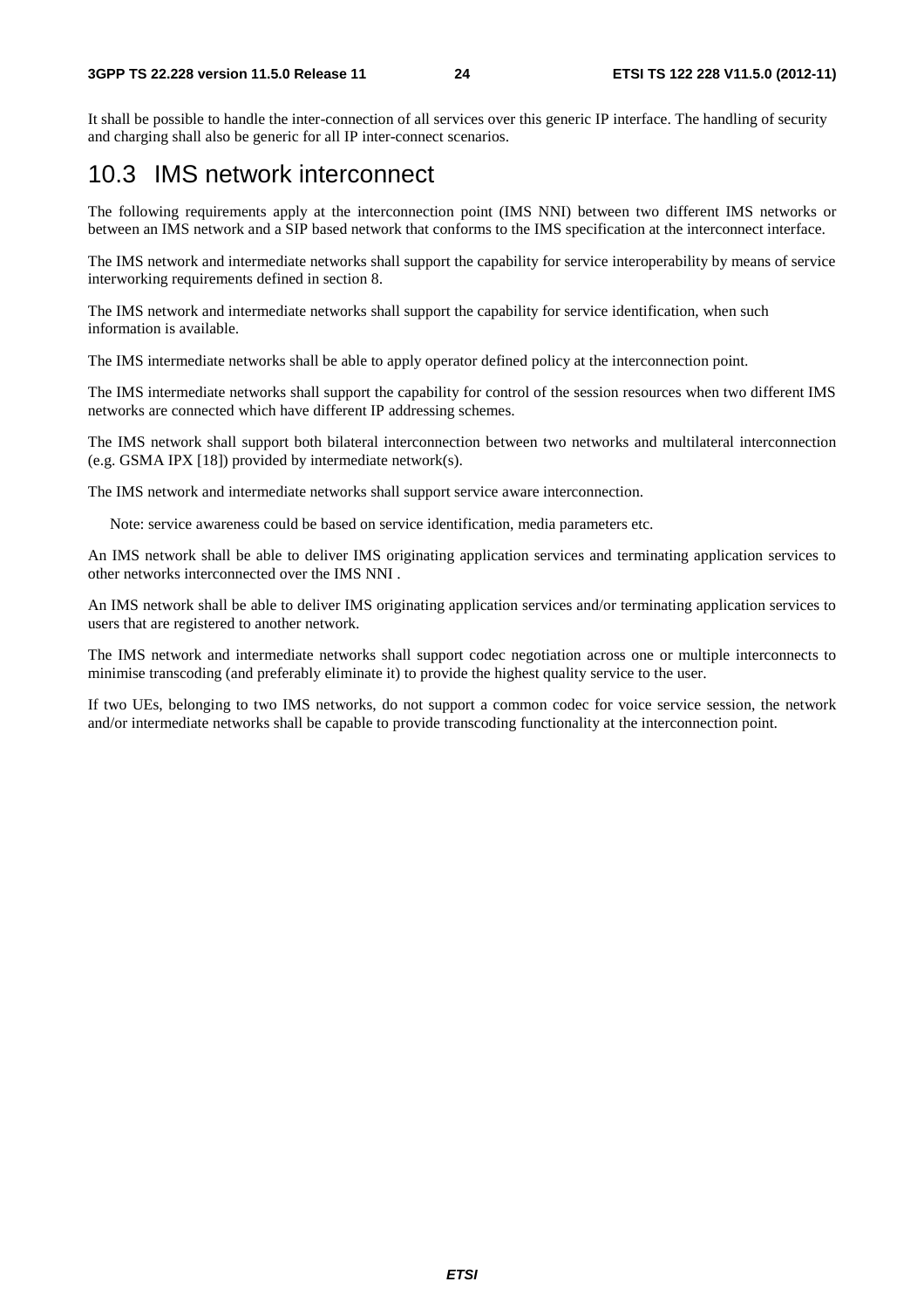It shall be possible to handle the inter-connection of all services over this generic IP interface. The handling of security and charging shall also be generic for all IP inter-connect scenarios.

## 10.3 IMS network interconnect

The following requirements apply at the interconnection point (IMS NNI) between two different IMS networks or between an IMS network and a SIP based network that conforms to the IMS specification at the interconnect interface.

The IMS network and intermediate networks shall support the capability for service interoperability by means of service interworking requirements defined in section 8.

The IMS network and intermediate networks shall support the capability for service identification, when such information is available.

The IMS intermediate networks shall be able to apply operator defined policy at the interconnection point.

The IMS intermediate networks shall support the capability for control of the session resources when two different IMS networks are connected which have different IP addressing schemes.

The IMS network shall support both bilateral interconnection between two networks and multilateral interconnection (e.g. GSMA IPX [18]) provided by intermediate network(s).

The IMS network and intermediate networks shall support service aware interconnection.

Note: service awareness could be based on service identification, media parameters etc.

An IMS network shall be able to deliver IMS originating application services and terminating application services to other networks interconnected over the IMS NNI .

An IMS network shall be able to deliver IMS originating application services and/or terminating application services to users that are registered to another network.

The IMS network and intermediate networks shall support codec negotiation across one or multiple interconnects to minimise transcoding (and preferably eliminate it) to provide the highest quality service to the user.

If two UEs, belonging to two IMS networks, do not support a common codec for voice service session, the network and/or intermediate networks shall be capable to provide transcoding functionality at the interconnection point.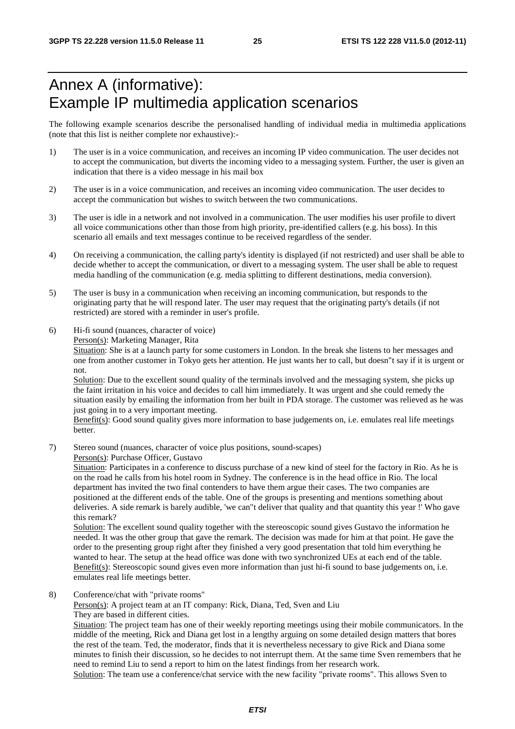# Annex A (informative): Example IP multimedia application scenarios

The following example scenarios describe the personalised handling of individual media in multimedia applications (note that this list is neither complete nor exhaustive):-

1) The user is in a voice communication, and receives an incoming IP video communication. The user decides not to accept the communication, but diverts the incoming video to a messaging system. Further, the user is given an indication that there is a video message in his mail box

2) The user is in a voice communication, and receives an incoming video communication. The user decides to accept the communication but wishes to switch between the two communications.

3) The user is idle in a network and not involved in a communication. The user modifies his user profile to divert all voice communications other than those from high priority, pre-identified callers (e.g. his boss). In this scenario all emails and text messages continue to be received regardless of the sender.

4) On receiving a communication, the calling party's identity is displayed (if not restricted) and user shall be able to decide whether to accept the communication, or divert to a messaging system. The user shall be able to request media handling of the communication (e.g. media splitting to different destinations, media conversion).

5) The user is busy in a communication when receiving an incoming communication, but responds to the originating party that he will respond later. The user may request that the originating party's details (if not restricted) are stored with a reminder in user's profile.

6) Hi-fi sound (nuances, character of voice)

   Person(s): Marketing Manager, Rita

   Situation: She is at a launch party for some customers in London. In the break she listens to her messages and one from another customer in Tokyo gets her attention. He just wants her to call, but doesn"t say if it is urgent or not.

   Solution: Due to the excellent sound quality of the terminals involved and the messaging system, she picks up the faint irritation in his voice and decides to call him immediately. It was urgent and she could remedy the situation easily by emailing the information from her built in PDA storage. The customer was relieved as he was just going in to a very important meeting.

   Benefit(s): Good sound quality gives more information to base judgements on, i.e. emulates real life meetings better.

7) Stereo sound (nuances, character of voice plus positions, sound-scapes)

   Person(s): Purchase Officer, Gustavo

   Situation: Participates in a conference to discuss purchase of a new kind of steel for the factory in Rio. As he is on the road he calls from his hotel room in Sydney. The conference is in the head office in Rio. The local department has invited the two final contenders to have them argue their cases. The two companies are positioned at the different ends of the table. One of the groups is presenting and mentions something about deliveries. A side remark is barely audible, 'we can"t deliver that quality and that quantity this year !' Who gave this remark?

   Solution: The excellent sound quality together with the stereoscopic sound gives Gustavo the information he needed. It was the other group that gave the remark. The decision was made for him at that point. He gave the order to the presenting group right after they finished a very good presentation that told him everything he wanted to hear. The setup at the head office was done with two synchronized UEs at each end of the table.

   Benefit(s): Stereoscopic sound gives even more information than just hi-fi sound to base judgements on, i.e. emulates real life meetings better.

8) Conference/chat with "private rooms"

   Person(s): A project team at an IT company: Rick, Diana, Ted, Sven and Liu

   They are based in different cities.

   Situation: The project team has one of their weekly reporting meetings using their mobile communicators. In the middle of the meeting, Rick and Diana get lost in a lengthy arguing on some detailed design matters that bores the rest of the team. Ted, the moderator, finds that it is nevertheless necessary to give Rick and Diana some minutes to finish their discussion, so he decides to not interrupt them. At the same time Sven remembers that he need to remind Liu to send a report to him on the latest findings from her research work.

   Solution: The team use a conference/chat service with the new facility "private rooms". This allows Sven to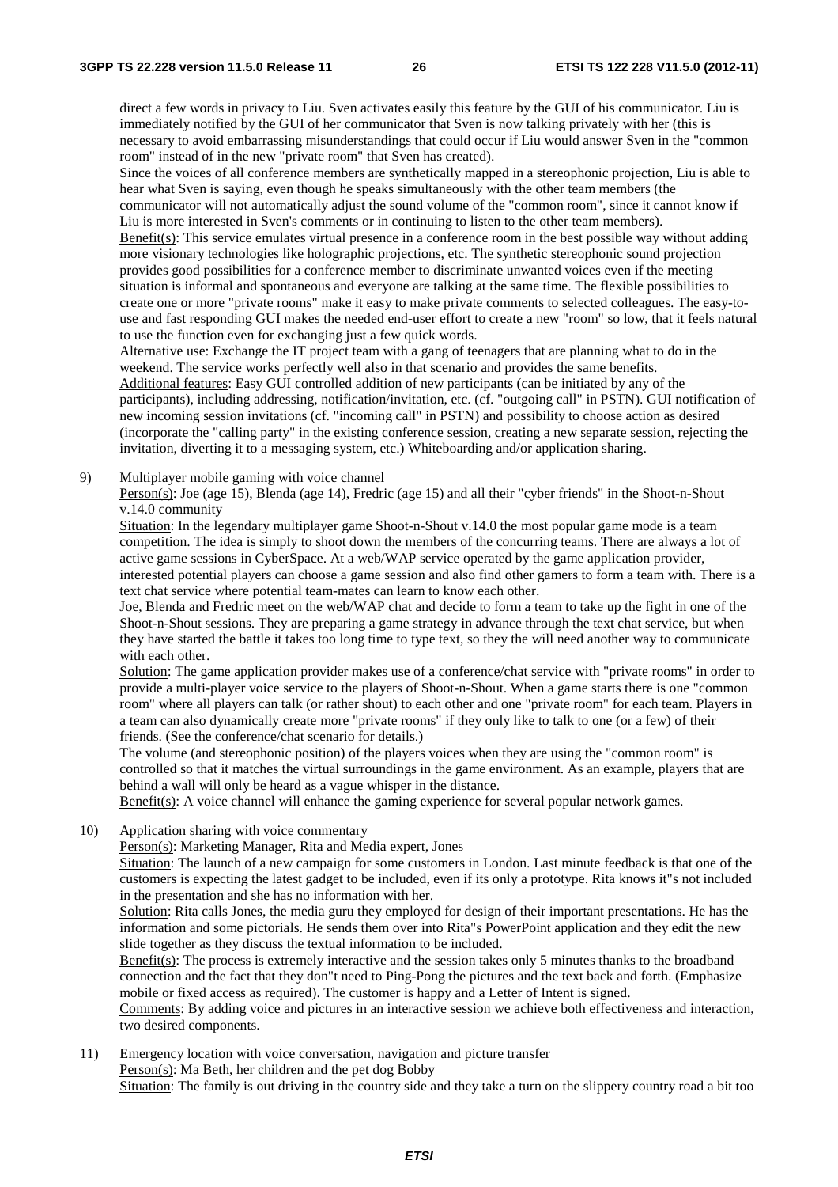direct a few words in privacy to Liu. Sven activates easily this feature by the GUI of his communicator. Liu is immediately notified by the GUI of her communicator that Sven is now talking privately with her (this is necessary to avoid embarrassing misunderstandings that could occur if Liu would answer Sven in the "common room" instead of in the new "private room" that Sven has created).

Since the voices of all conference members are synthetically mapped in a stereophonic projection, Liu is able to hear what Sven is saying, even though he speaks simultaneously with the other team members (the communicator will not automatically adjust the sound volume of the "common room", since it cannot know if Liu is more interested in Sven's comments or in continuing to listen to the other team members).

Benefit(s): This service emulates virtual presence in a conference room in the best possible way without adding more visionary technologies like holographic projections, etc. The synthetic stereophonic sound projection provides good possibilities for a conference member to discriminate unwanted voices even if the meeting situation is informal and spontaneous and everyone are talking at the same time. The flexible possibilities to create one or more "private rooms" make it easy to make private comments to selected colleagues. The easy-to-use and fast responding GUI makes the needed end-user effort to create a new "room" so low, that it feels natural to use the function even for exchanging just a few quick words.

Alternative use: Exchange the IT project team with a gang of teenagers that are planning what to do in the weekend. The service works perfectly well also in that scenario and provides the same benefits.

Additional features: Easy GUI controlled addition of new participants (can be initiated by any of the participants), including addressing, notification/invitation, etc. (cf. "outgoing call" in PSTN). GUI notification of new incoming session invitations (cf. "incoming call" in PSTN) and possibility to choose action as desired (incorporate the "calling party" in the existing conference session, creating a new separate session, rejecting the invitation, diverting it to a messaging system, etc.) Whiteboarding and/or application sharing.

9) Multiplayer mobile gaming with voice channel

Person(s): Joe (age 15), Blenda (age 14), Fredric (age 15) and all their "cyber friends" in the Shoot-n-Shout v.14.0 community

Situation: In the legendary multiplayer game Shoot-n-Shout v.14.0 the most popular game mode is a team competition. The idea is simply to shoot down the members of the concurring teams. There are always a lot of active game sessions in CyberSpace. At a web/WAP service operated by the game application provider, interested potential players can choose a game session and also find other gamers to form a team with. There is a text chat service where potential team-mates can learn to know each other.

Joe, Blenda and Fredric meet on the web/WAP chat and decide to form a team to take up the fight in one of the Shoot-n-Shout sessions. They are preparing a game strategy in advance through the text chat service, but when they have started the battle it takes too long time to type text, so they the will need another way to communicate with each other.

Solution: The game application provider makes use of a conference/chat service with "private rooms" in order to provide a multi-player voice service to the players of Shoot-n-Shout. When a game starts there is one "common room" where all players can talk (or rather shout) to each other and one "private room" for each team. Players in a team can also dynamically create more "private rooms" if they only like to talk to one (or a few) of their friends. (See the conference/chat scenario for details.)

The volume (and stereophonic position) of the players voices when they are using the "common room" is controlled so that it matches the virtual surroundings in the game environment. As an example, players that are behind a wall will only be heard as a vague whisper in the distance.

Benefit(s): A voice channel will enhance the gaming experience for several popular network games.

10) Application sharing with voice commentary

Person(s): Marketing Manager, Rita and Media expert, Jones

Situation: The launch of a new campaign for some customers in London. Last minute feedback is that one of the customers is expecting the latest gadget to be included, even if its only a prototype. Rita knows it"s not included in the presentation and she has no information with her.

Solution: Rita calls Jones, the media guru they employed for design of their important presentations. He has the information and some pictorials. He sends them over into Rita"s PowerPoint application and they edit the new slide together as they discuss the textual information to be included.

Benefit(s): The process is extremely interactive and the session takes only 5 minutes thanks to the broadband connection and the fact that they don"t need to Ping-Pong the pictures and the text back and forth. (Emphasize mobile or fixed access as required). The customer is happy and a Letter of Intent is signed.

Comments: By adding voice and pictures in an interactive session we achieve both effectiveness and interaction, two desired components.

11) Emergency location with voice conversation, navigation and picture transfer

Person(s): Ma Beth, her children and the pet dog Bobby

Situation: The family is out driving in the country side and they take a turn on the slippery country road a bit too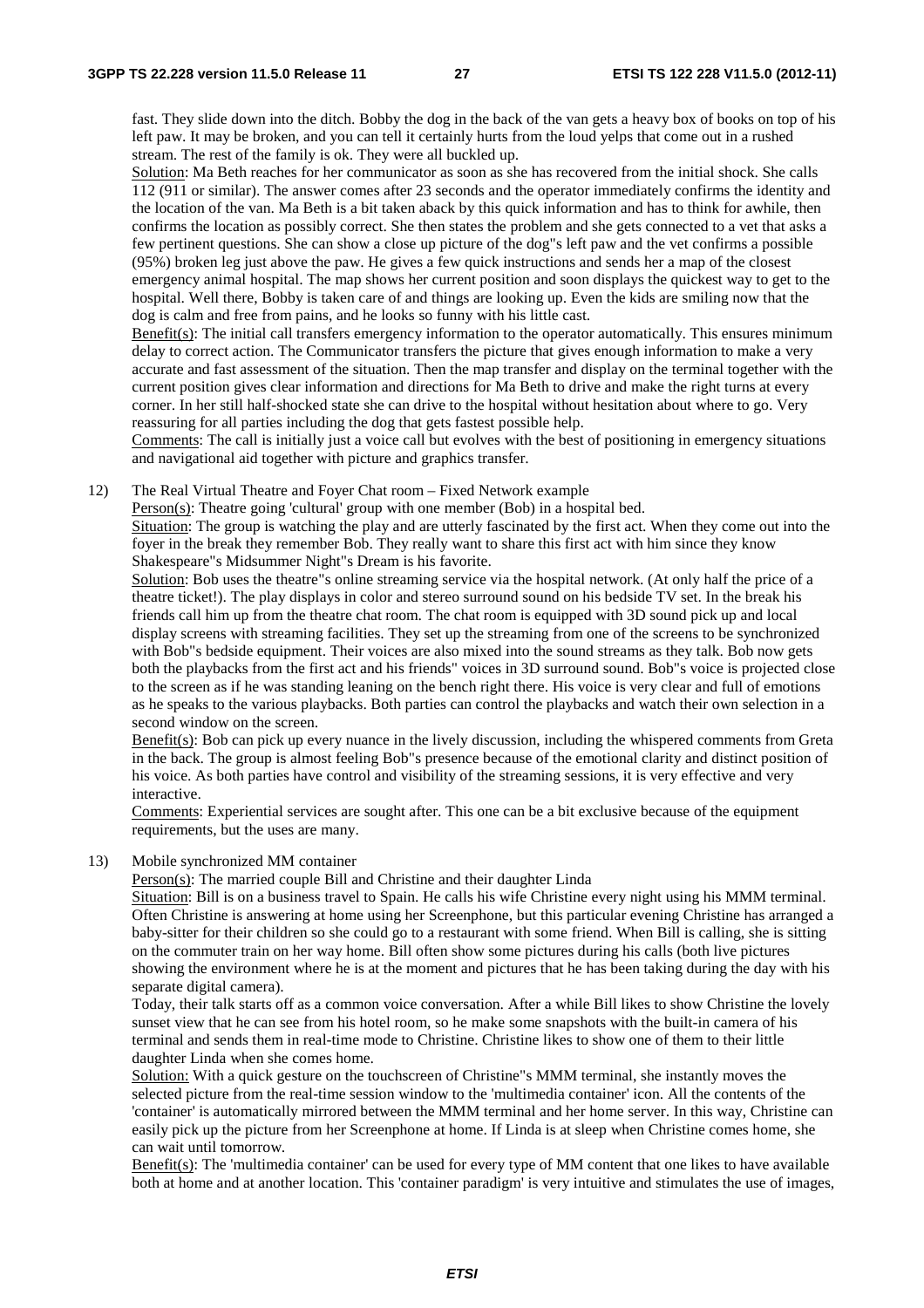fast. They slide down into the ditch. Bobby the dog in the back of the van gets a heavy box of books on top of his left paw. It may be broken, and you can tell it certainly hurts from the loud yelps that come out in a rushed stream. The rest of the family is ok. They were all buckled up.

Solution: Ma Beth reaches for her communicator as soon as she has recovered from the initial shock. She calls 112 (911 or similar). The answer comes after 23 seconds and the operator immediately confirms the identity and the location of the van. Ma Beth is a bit taken aback by this quick information and has to think for awhile, then confirms the location as possibly correct. She then states the problem and she gets connected to a vet that asks a few pertinent questions. She can show a close up picture of the dog"s left paw and the vet confirms a possible (95%) broken leg just above the paw. He gives a few quick instructions and sends her a map of the closest emergency animal hospital. The map shows her current position and soon displays the quickest way to get to the hospital. Well there, Bobby is taken care of and things are looking up. Even the kids are smiling now that the dog is calm and free from pains, and he looks so funny with his little cast.

Benefit(s): The initial call transfers emergency information to the operator automatically. This ensures minimum delay to correct action. The Communicator transfers the picture that gives enough information to make a very accurate and fast assessment of the situation. Then the map transfer and display on the terminal together with the current position gives clear information and directions for Ma Beth to drive and make the right turns at every corner. In her still half-shocked state she can drive to the hospital without hesitation about where to go. Very reassuring for all parties including the dog that gets fastest possible help.

Comments: The call is initially just a voice call but evolves with the best of positioning in emergency situations and navigational aid together with picture and graphics transfer.

12) The Real Virtual Theatre and Foyer Chat room – Fixed Network example

Person(s): Theatre going 'cultural' group with one member (Bob) in a hospital bed.

Situation: The group is watching the play and are utterly fascinated by the first act. When they come out into the foyer in the break they remember Bob. They really want to share this first act with him since they know Shakespeare"s Midsummer Night"s Dream is his favorite.

Solution: Bob uses the theatre"s online streaming service via the hospital network. (At only half the price of a theatre ticket!). The play displays in color and stereo surround sound on his bedside TV set. In the break his friends call him up from the theatre chat room. The chat room is equipped with 3D sound pick up and local display screens with streaming facilities. They set up the streaming from one of the screens to be synchronized with Bob"s bedside equipment. Their voices are also mixed into the sound streams as they talk. Bob now gets both the playbacks from the first act and his friends" voices in 3D surround sound. Bob"s voice is projected close to the screen as if he was standing leaning on the bench right there. His voice is very clear and full of emotions as he speaks to the various playbacks. Both parties can control the playbacks and watch their own selection in a second window on the screen.

Benefit(s): Bob can pick up every nuance in the lively discussion, including the whispered comments from Greta in the back. The group is almost feeling Bob"s presence because of the emotional clarity and distinct position of his voice. As both parties have control and visibility of the streaming sessions, it is very effective and very interactive.

Comments: Experiential services are sought after. This one can be a bit exclusive because of the equipment requirements, but the uses are many.

13) Mobile synchronized MM container

Person(s): The married couple Bill and Christine and their daughter Linda

Situation: Bill is on a business travel to Spain. He calls his wife Christine every night using his MMM terminal. Often Christine is answering at home using her Screenphone, but this particular evening Christine has arranged a baby-sitter for their children so she could go to a restaurant with some friend. When Bill is calling, she is sitting on the commuter train on her way home. Bill often show some pictures during his calls (both live pictures showing the environment where he is at the moment and pictures that he has been taking during the day with his separate digital camera).

Today, their talk starts off as a common voice conversation. After a while Bill likes to show Christine the lovely sunset view that he can see from his hotel room, so he make some snapshots with the built-in camera of his terminal and sends them in real-time mode to Christine. Christine likes to show one of them to their little daughter Linda when she comes home.

Solution: With a quick gesture on the touchscreen of Christine"s MMM terminal, she instantly moves the selected picture from the real-time session window to the 'multimedia container' icon. All the contents of the 'container' is automatically mirrored between the MMM terminal and her home server. In this way, Christine can easily pick up the picture from her Screenphone at home. If Linda is at sleep when Christine comes home, she can wait until tomorrow.

Benefit(s): The 'multimedia container' can be used for every type of MM content that one likes to have available both at home and at another location. This 'container paradigm' is very intuitive and stimulates the use of images,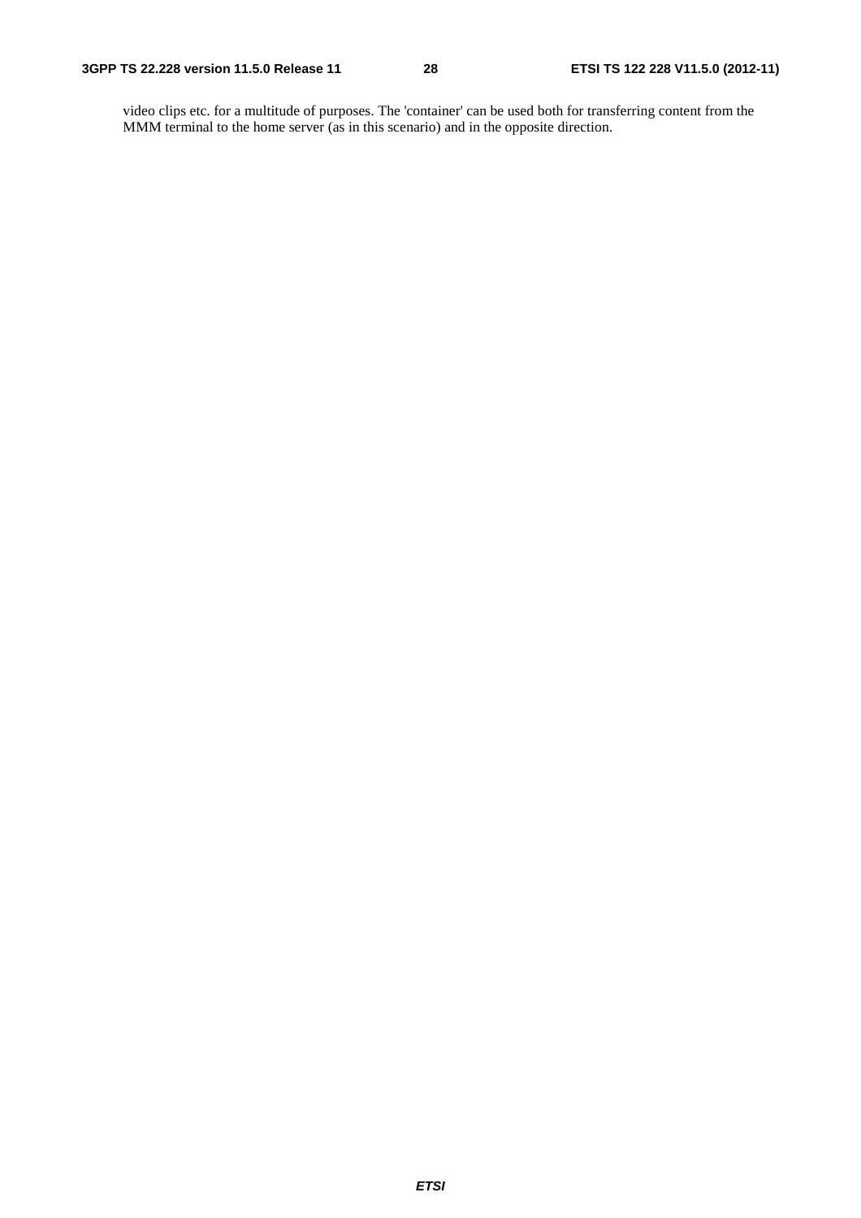video clips etc. for a multitude of purposes. The 'container' can be used both for transferring content from the MMM terminal to the home server (as in this scenario) and in the opposite direction.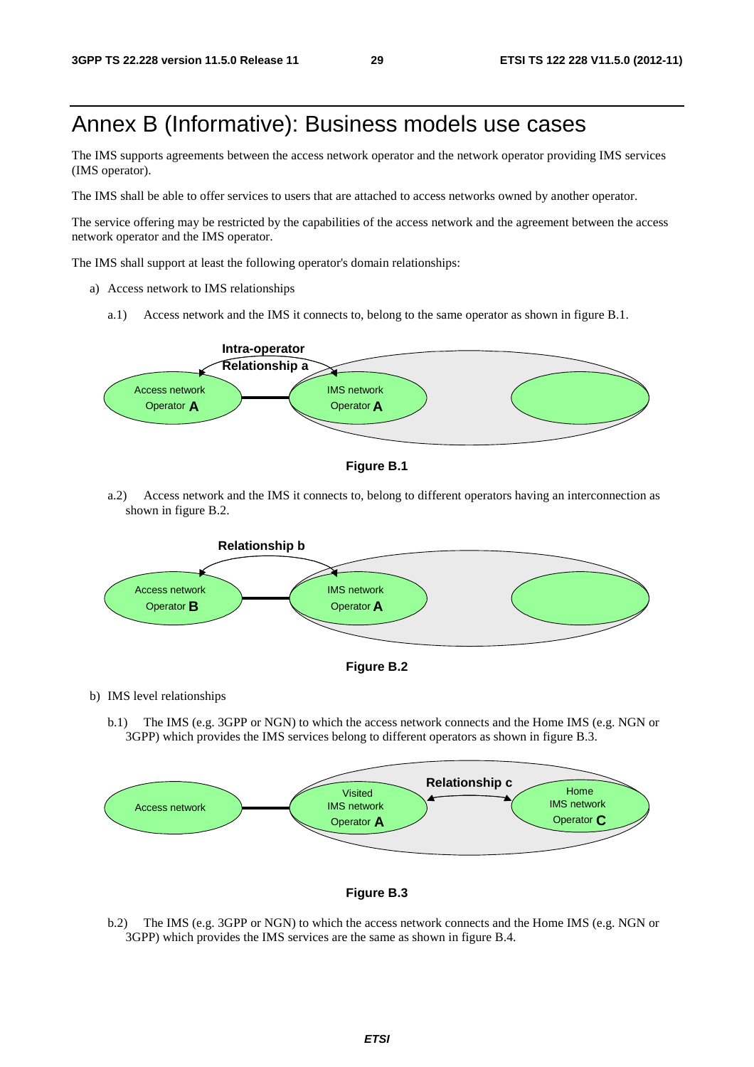# Annex B (Informative): Business models use cases

The IMS supports agreements between the access network operator and the network operator providing IMS services (IMS operator).

The IMS shall be able to offer services to users that are attached to access networks owned by another operator.

The service offering may be restricted by the capabilities of the access network and the agreement between the access network operator and the IMS operator.

The IMS shall support at least the following operator's domain relationships:

a) Access network to IMS relationships

a.1) Access network and the IMS it connects to, belong to the same operator as shown in figure B.1.

**Figure B.1**

a.2) Access network and the IMS it connects to, belong to different operators having an interconnection as shown in figure B.2.

**Figure B.2**

b) IMS level relationships

b.1) The IMS (e.g. 3GPP or NGN) to which the access network connects and the Home IMS (e.g. NGN or 3GPP) which provides the IMS services belong to different operators as shown in figure B.3.

**Figure B.3**

b.2) The IMS (e.g. 3GPP or NGN) to which the access network connects and the Home IMS (e.g. NGN or 3GPP) which provides the IMS services are the same as shown in figure B.4.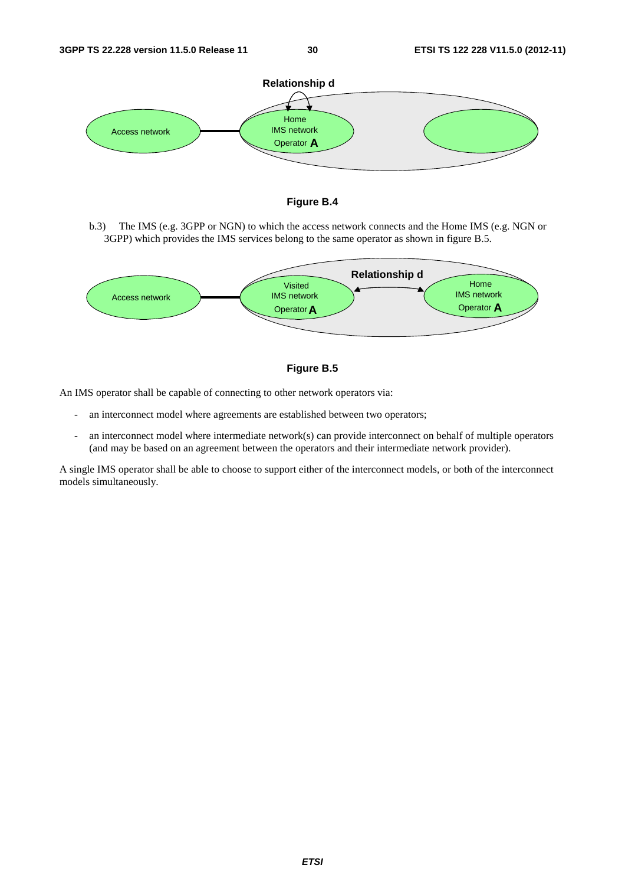**Figure B.4**

b.3) The IMS (e.g. 3GPP or NGN) to which the access network connects and the Home IMS (e.g. NGN or 3GPP) which provides the IMS services belong to the same operator as shown in figure B.5.

**Figure B.5**

An IMS operator shall be capable of connecting to other network operators via:

- an interconnect model where agreements are established between two operators;
- an interconnect model where intermediate network(s) can provide interconnect on behalf of multiple operators (and may be based on an agreement between the operators and their intermediate network provider).

A single IMS operator shall be able to choose to support either of the interconnect models, or both of the interconnect models simultaneously.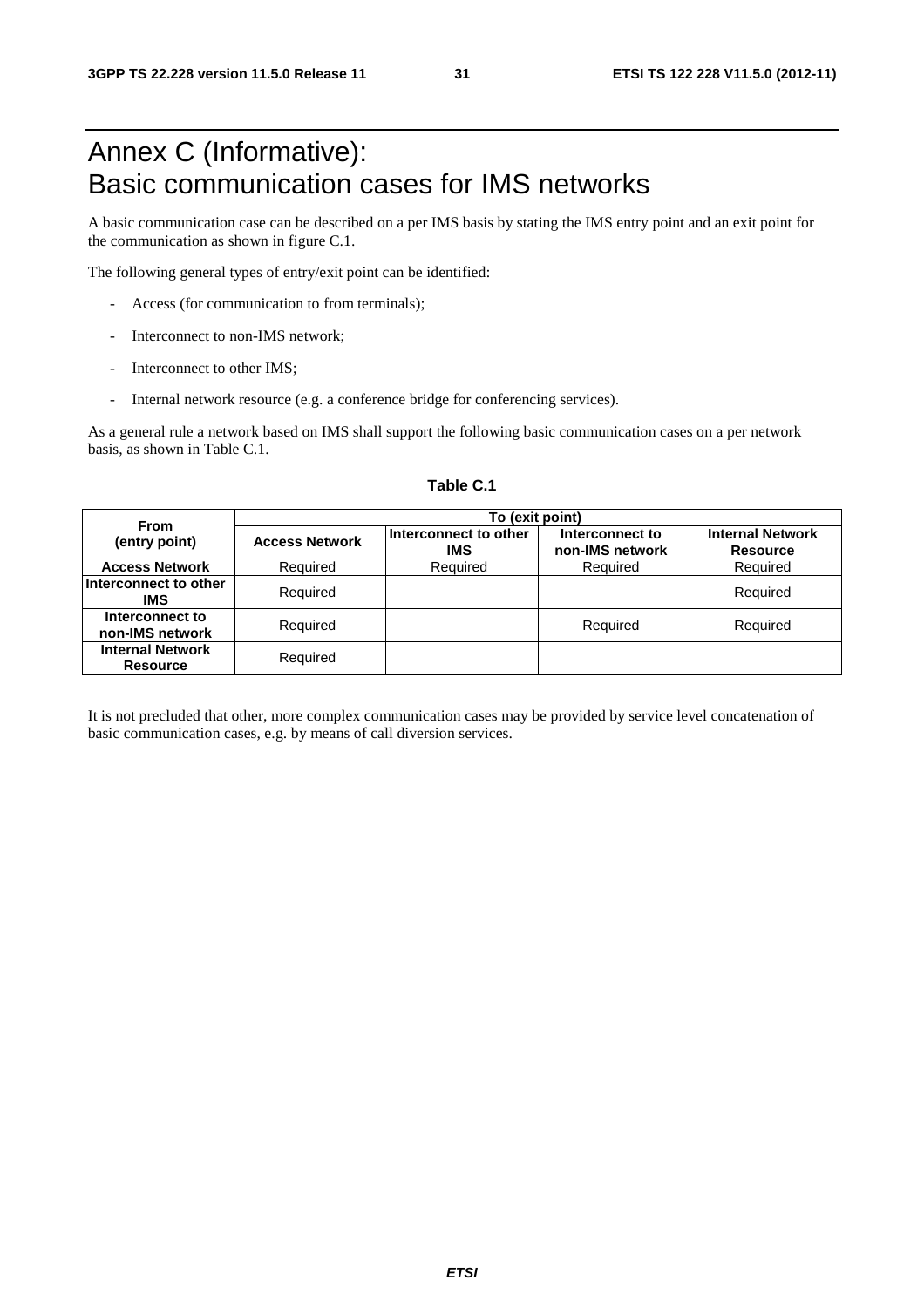# Annex C (Informative): Basic communication cases for IMS networks

A basic communication case can be described on a per IMS basis by stating the IMS entry point and an exit point for the communication as shown in figure C.1.

The following general types of entry/exit point can be identified:

- Access (for communication to from terminals);
- Interconnect to non-IMS network;
- Interconnect to other IMS;
- Internal network resource (e.g. a conference bridge for conferencing services).

As a general rule a network based on IMS shall support the following basic communication cases on a per network basis, as shown in Table C.1.

**Table C.1**

| **From (entry point)** | **To (exit point)** | | | |
|---|---|---|---|---|
| | **Access Network** | **Interconnect to other IMS** | **Interconnect to non-IMS network** | **Internal Network Resource** |
| **Access Network** | Required | Required | Required | Required |
| **Interconnect to other IMS** | Required | | | Required |
| **Interconnect to non-IMS network** | Required | | Required | Required |
| **Internal Network Resource** | Required | | | |

It is not precluded that other, more complex communication cases may be provided by service level concatenation of basic communication cases, e.g. by means of call diversion services.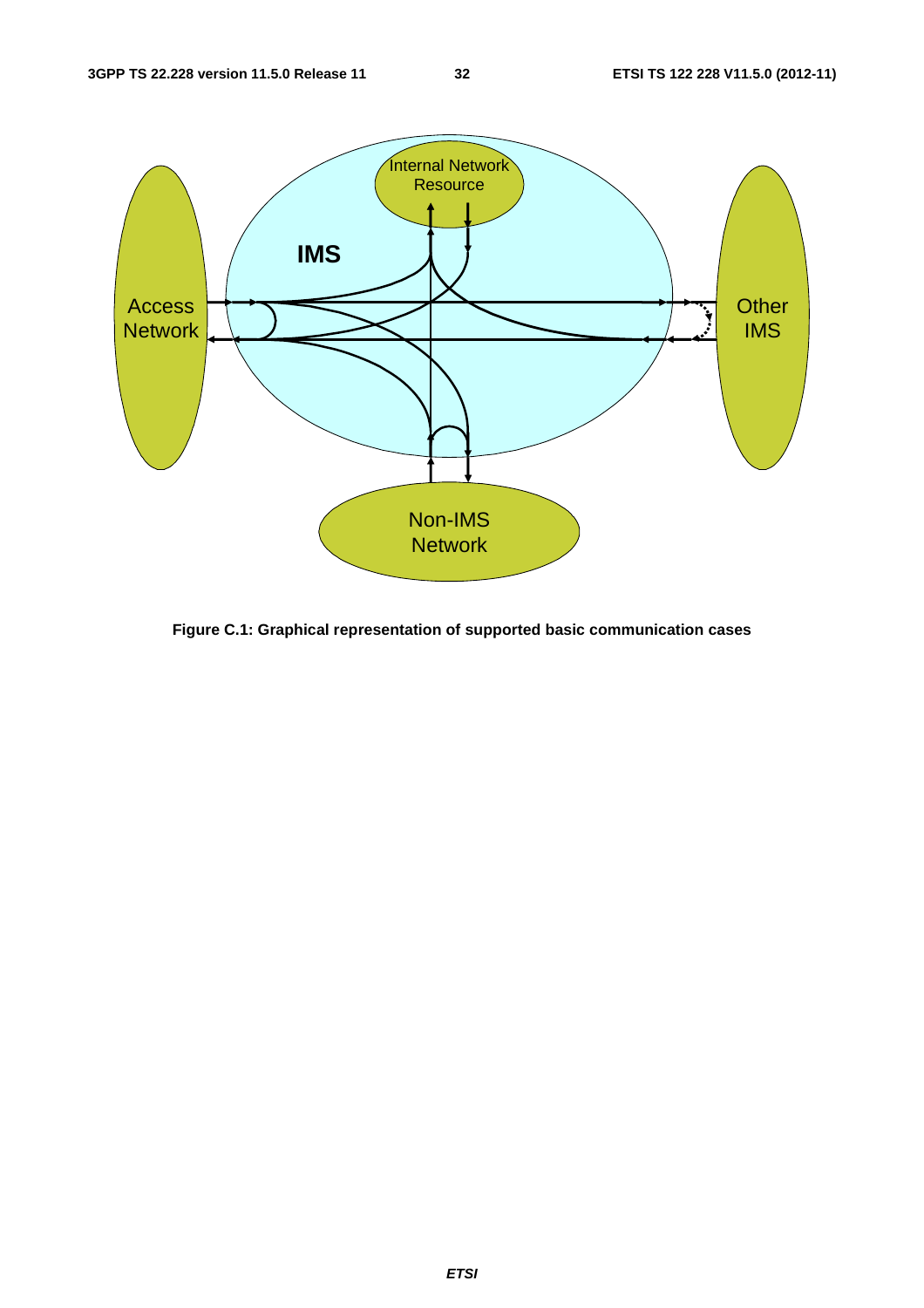Figure C.1: Graphical representation of supported basic communication cases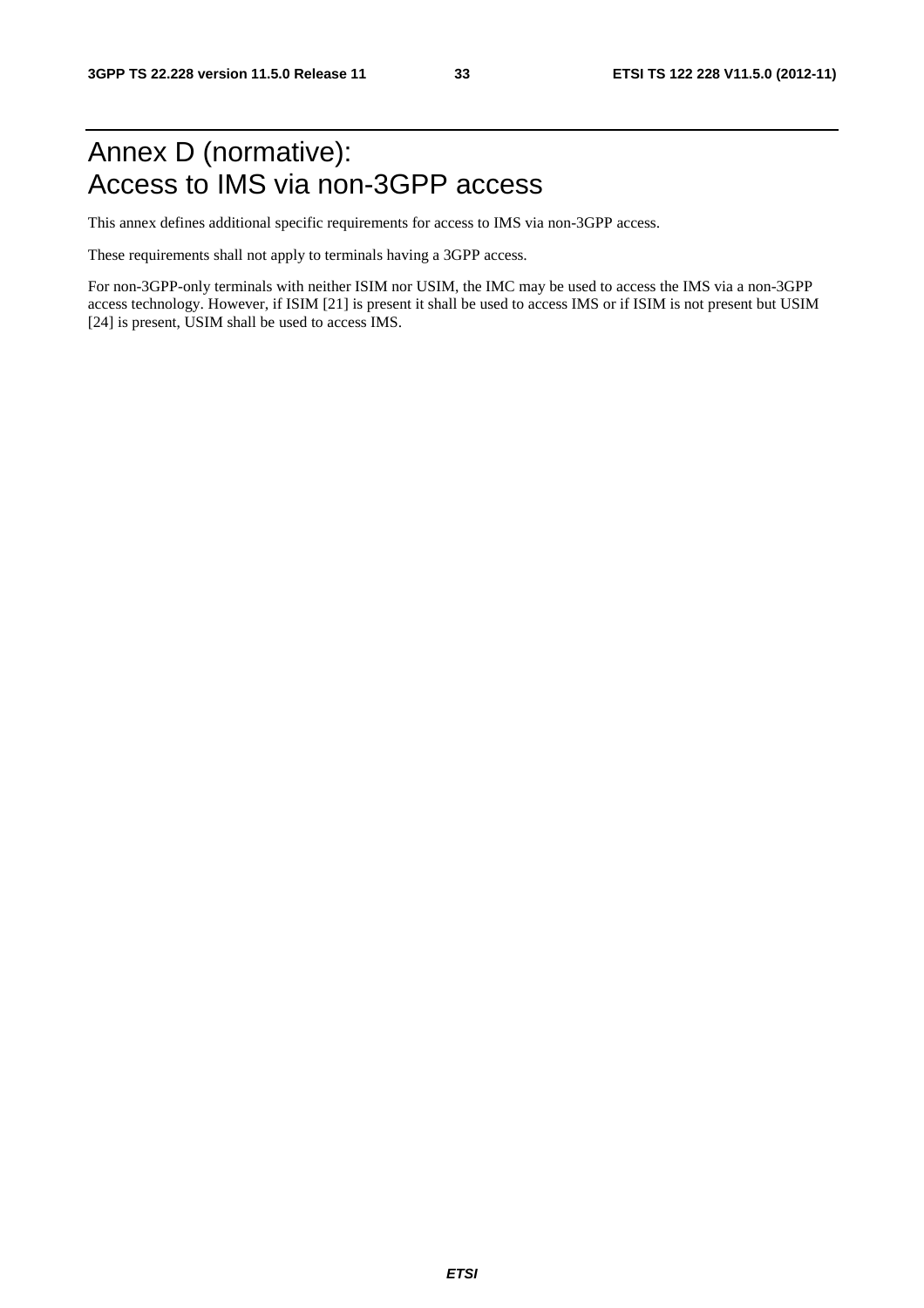# Annex D (normative): Access to IMS via non-3GPP access

This annex defines additional specific requirements for access to IMS via non-3GPP access.

These requirements shall not apply to terminals having a 3GPP access.

For non-3GPP-only terminals with neither ISIM nor USIM, the IMC may be used to access the IMS via a non-3GPP access technology. However, if ISIM [21] is present it shall be used to access IMS or if ISIM is not present but USIM [24] is present, USIM shall be used to access IMS.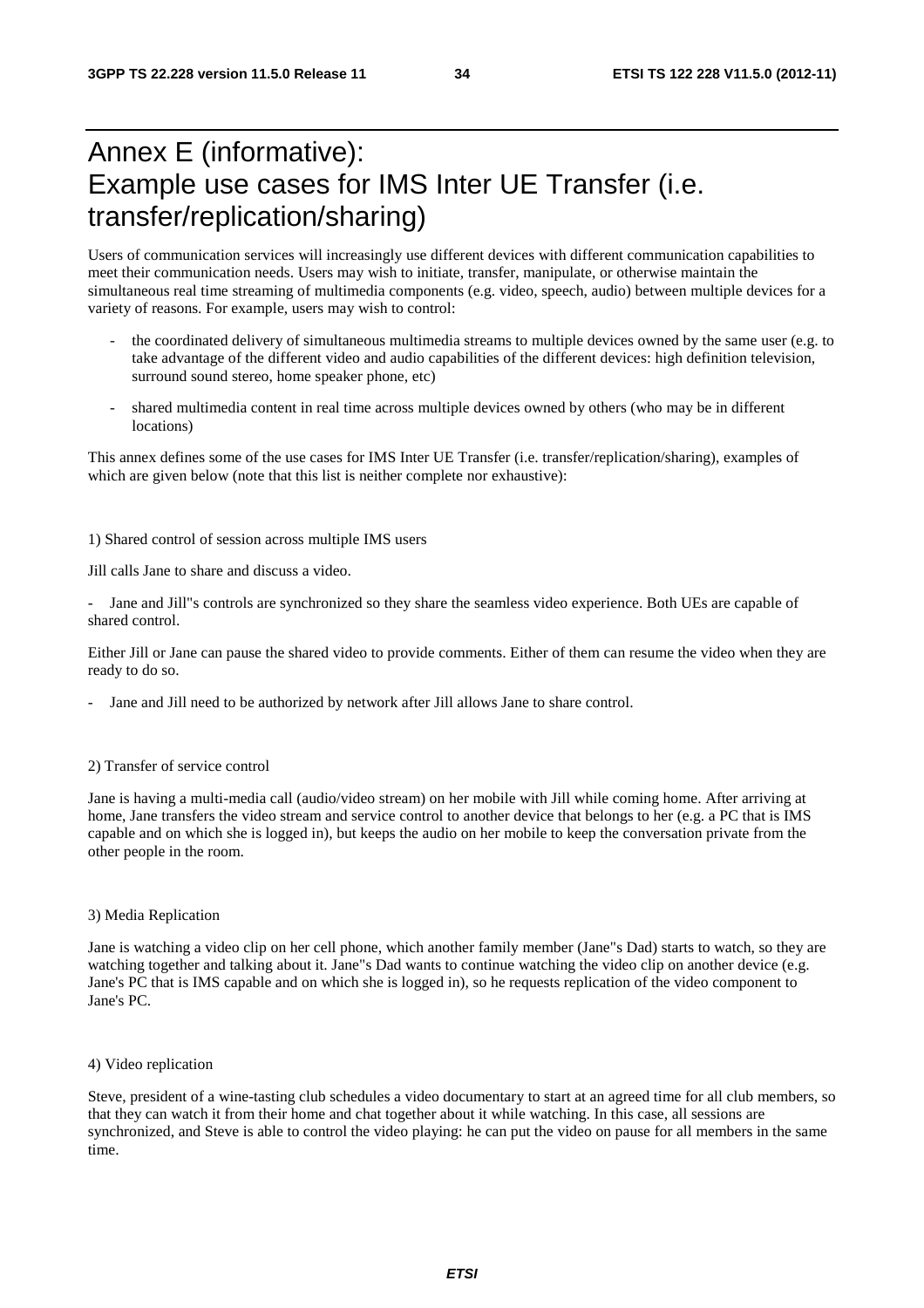# Annex E (informative): Example use cases for IMS Inter UE Transfer (i.e. transfer/replication/sharing)

Users of communication services will increasingly use different devices with different communication capabilities to meet their communication needs. Users may wish to initiate, transfer, manipulate, or otherwise maintain the simultaneous real time streaming of multimedia components (e.g. video, speech, audio) between multiple devices for a variety of reasons. For example, users may wish to control:

- the coordinated delivery of simultaneous multimedia streams to multiple devices owned by the same user (e.g. to take advantage of the different video and audio capabilities of the different devices: high definition television, surround sound stereo, home speaker phone, etc)
- shared multimedia content in real time across multiple devices owned by others (who may be in different locations)

This annex defines some of the use cases for IMS Inter UE Transfer (i.e. transfer/replication/sharing), examples of which are given below (note that this list is neither complete nor exhaustive):

1) Shared control of session across multiple IMS users

Jill calls Jane to share and discuss a video.

- Jane and Jill"s controls are synchronized so they share the seamless video experience. Both UEs are capable of shared control.

Either Jill or Jane can pause the shared video to provide comments. Either of them can resume the video when they are ready to do so.

- Jane and Jill need to be authorized by network after Jill allows Jane to share control.

2) Transfer of service control

Jane is having a multi-media call (audio/video stream) on her mobile with Jill while coming home. After arriving at home, Jane transfers the video stream and service control to another device that belongs to her (e.g. a PC that is IMS capable and on which she is logged in), but keeps the audio on her mobile to keep the conversation private from the other people in the room.

3) Media Replication

Jane is watching a video clip on her cell phone, which another family member (Jane"s Dad) starts to watch, so they are watching together and talking about it. Jane"s Dad wants to continue watching the video clip on another device (e.g. Jane's PC that is IMS capable and on which she is logged in), so he requests replication of the video component to Jane's PC.

4) Video replication

Steve, president of a wine-tasting club schedules a video documentary to start at an agreed time for all club members, so that they can watch it from their home and chat together about it while watching. In this case, all sessions are synchronized, and Steve is able to control the video playing: he can put the video on pause for all members in the same time.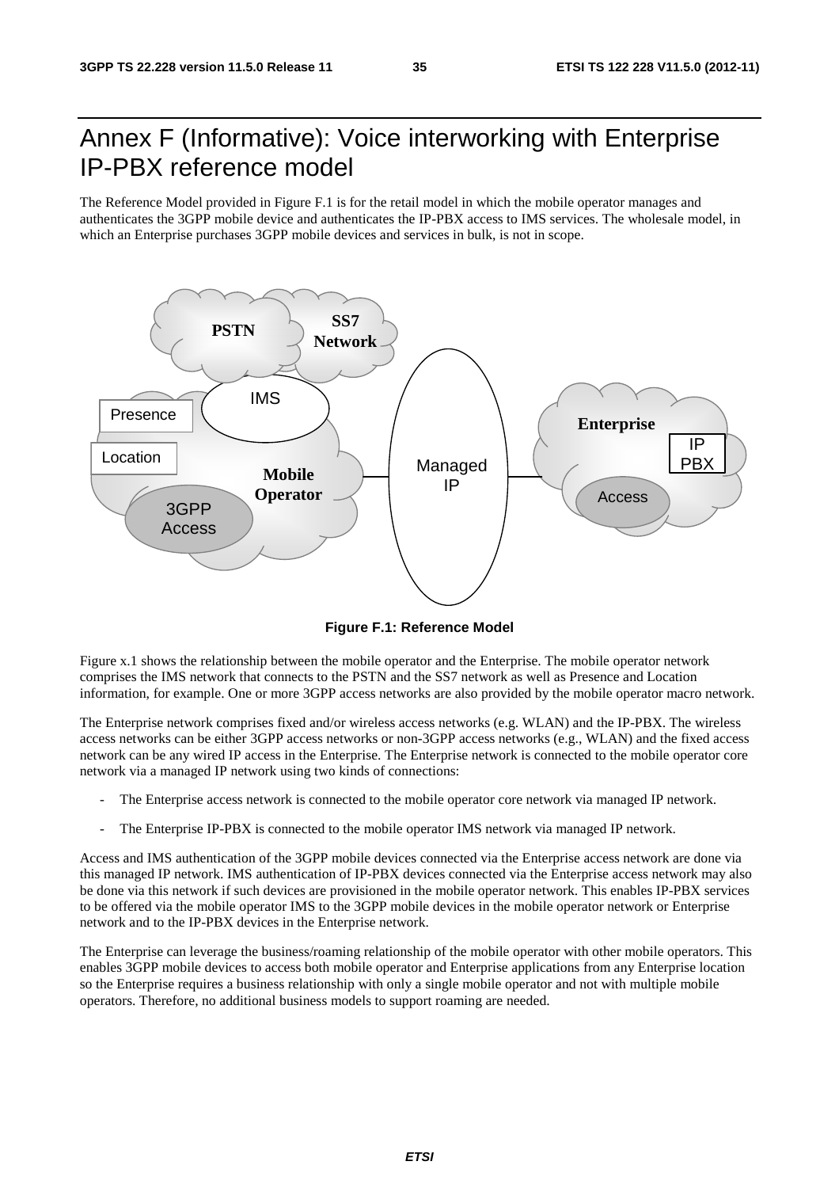# Annex F (Informative): Voice interworking with Enterprise IP-PBX reference model

The Reference Model provided in Figure F.1 is for the retail model in which the mobile operator manages and authenticates the 3GPP mobile device and authenticates the IP-PBX access to IMS services. The wholesale model, in which an Enterprise purchases 3GPP mobile devices and services in bulk, is not in scope.

**Figure F.1: Reference Model**

Figure x.1 shows the relationship between the mobile operator and the Enterprise. The mobile operator network comprises the IMS network that connects to the PSTN and the SS7 network as well as Presence and Location information, for example. One or more 3GPP access networks are also provided by the mobile operator macro network.

The Enterprise network comprises fixed and/or wireless access networks (e.g. WLAN) and the IP-PBX. The wireless access networks can be either 3GPP access networks or non-3GPP access networks (e.g., WLAN) and the fixed access network can be any wired IP access in the Enterprise. The Enterprise network is connected to the mobile operator core network via a managed IP network using two kinds of connections:

- The Enterprise access network is connected to the mobile operator core network via managed IP network.
- The Enterprise IP-PBX is connected to the mobile operator IMS network via managed IP network.

Access and IMS authentication of the 3GPP mobile devices connected via the Enterprise access network are done via this managed IP network. IMS authentication of IP-PBX devices connected via the Enterprise access network may also be done via this network if such devices are provisioned in the mobile operator network. This enables IP-PBX services to be offered via the mobile operator IMS to the 3GPP mobile devices in the mobile operator network or Enterprise network and to the IP-PBX devices in the Enterprise network.

The Enterprise can leverage the business/roaming relationship of the mobile operator with other mobile operators. This enables 3GPP mobile devices to access both mobile operator and Enterprise applications from any Enterprise location so the Enterprise requires a business relationship with only a single mobile operator and not with multiple mobile operators. Therefore, no additional business models to support roaming are needed.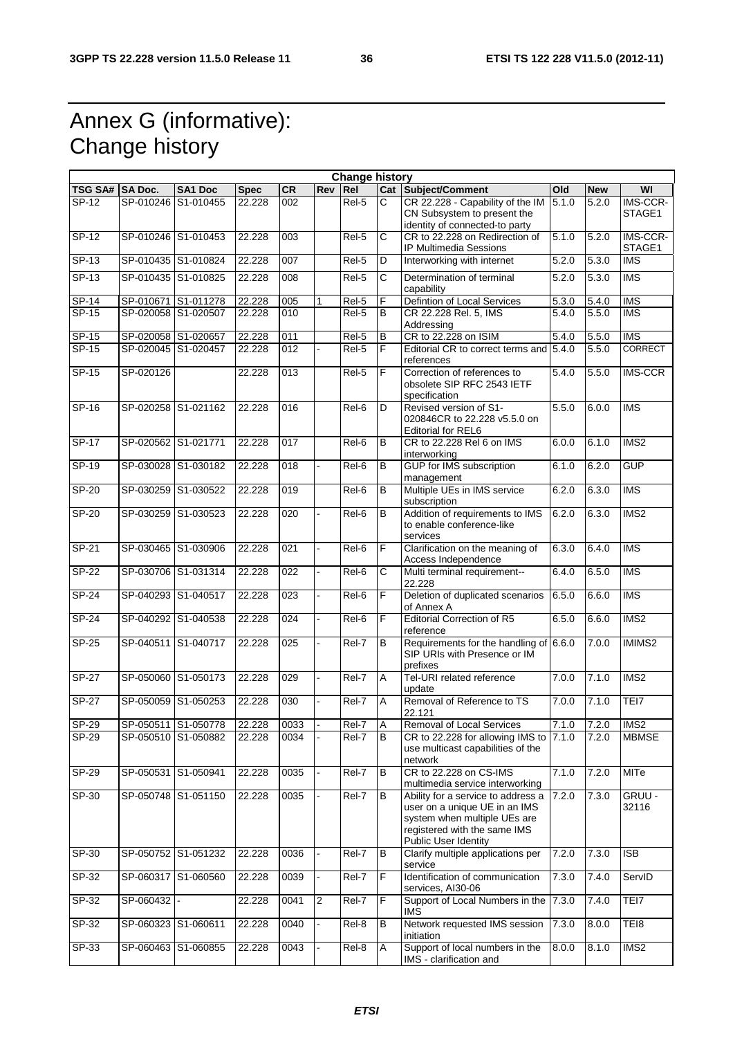# Annex G (informative): Change history

| Change history | | | | | | | | | | | |
|---|---|---|---|---|---|---|---|---|---|---|---|
| TSG SA# | SA Doc. | SA1 Doc | Spec | CR | Rev | Rel | Cat | Subject/Comment | Old | New | WI |
| SP-12 | SP-010246 | S1-010455 | 22.228 | 002 | | Rel-5 | C | CR 22.228 - Capability of the IM CN Subsystem to present the identity of connected-to party | 5.1.0 | 5.2.0 | IMS-CCR-STAGE1 |
| SP-12 | SP-010246 | S1-010453 | 22.228 | 003 | | Rel-5 | C | CR to 22.228 on Redirection of IP Multimedia Sessions | 5.1.0 | 5.2.0 | IMS-CCR-STAGE1 |
| SP-13 | SP-010435 | S1-010824 | 22.228 | 007 | | Rel-5 | D | Interworking with internet | 5.2.0 | 5.3.0 | IMS |
| SP-13 | SP-010435 | S1-010825 | 22.228 | 008 | | Rel-5 | C | Determination of terminal capability | 5.2.0 | 5.3.0 | IMS |
| SP-14 | SP-010671 | S1-011278 | 22.228 | 005 | 1 | Rel-5 | F | Defintion of Local Services | 5.3.0 | 5.4.0 | IMS |
| SP-15 | SP-020058 | S1-020507 | 22.228 | 010 | | Rel-5 | B | CR 22.228 Rel. 5, IMS Addressing | 5.4.0 | 5.5.0 | IMS |
| SP-15 | SP-020058 | S1-020657 | 22.228 | 011 | | Rel-5 | B | CR to 22.228 on ISIM | 5.4.0 | 5.5.0 | IMS |
| SP-15 | SP-020045 | S1-020457 | 22.228 | 012 | - | Rel-5 | F | Editorial CR to correct terms and references | 5.4.0 | 5.5.0 | CORRECT |
| SP-15 | SP-020126 | | 22.228 | 013 | | Rel-5 | F | Correction of references to obsolete SIP RFC 2543 IETF specification | 5.4.0 | 5.5.0 | IMS-CCR |
| SP-16 | SP-020258 | S1-021162 | 22.228 | 016 | | Rel-6 | D | Revised version of S1-020846CR to 22.228 v5.5.0 on Editorial for REL6 | 5.5.0 | 6.0.0 | IMS |
| SP-17 | SP-020562 | S1-021771 | 22.228 | 017 | | Rel-6 | B | CR to 22.228 Rel 6 on IMS interworking | 6.0.0 | 6.1.0 | IMS2 |
| SP-19 | SP-030028 | S1-030182 | 22.228 | 018 | - | Rel-6 | B | GUP for IMS subscription management | 6.1.0 | 6.2.0 | GUP |
| SP-20 | SP-030259 | S1-030522 | 22.228 | 019 | | Rel-6 | B | Multiple UEs in IMS service subscription | 6.2.0 | 6.3.0 | IMS |
| SP-20 | SP-030259 | S1-030523 | 22.228 | 020 | - | Rel-6 | B | Addition of requirements to IMS to enable conference-like services | 6.2.0 | 6.3.0 | IMS2 |
| SP-21 | SP-030465 | S1-030906 | 22.228 | 021 | - | Rel-6 | F | Clarification on the meaning of Access Independence | 6.3.0 | 6.4.0 | IMS |
| SP-22 | SP-030706 | S1-031314 | 22.228 | 022 | - | Rel-6 | C | Multi terminal requirement--22.228 | 6.4.0 | 6.5.0 | IMS |
| SP-24 | SP-040293 | S1-040517 | 22.228 | 023 | - | Rel-6 | F | Deletion of duplicated scenarios of Annex A | 6.5.0 | 6.6.0 | IMS |
| SP-24 | SP-040292 | S1-040538 | 22.228 | 024 | - | Rel-6 | F | Editorial Correction of R5 reference | 6.5.0 | 6.6.0 | IMS2 |
| SP-25 | SP-040511 | S1-040717 | 22.228 | 025 | - | Rel-7 | B | Requirements for the handling of SIP URIs with Presence or IM prefixes | 6.6.0 | 7.0.0 | IMIMS2 |
| SP-27 | SP-050060 | S1-050173 | 22.228 | 029 | - | Rel-7 | A | Tel-URI related reference update | 7.0.0 | 7.1.0 | IMS2 |
| SP-27 | SP-050059 | S1-050253 | 22.228 | 030 | - | Rel-7 | A | Removal of Reference to TS 22.121 | 7.0.0 | 7.1.0 | TEI7 |
| SP-29 | SP-050511 | S1-050778 | 22.228 | 0033 | - | Rel-7 | A | Removal of Local Services | 7.1.0 | 7.2.0 | IMS2 |
| SP-29 | SP-050510 | S1-050882 | 22.228 | 0034 | - | Rel-7 | B | CR to 22.228 for allowing IMS to use multicast capabilities of the network | 7.1.0 | 7.2.0 | MBMSE |
| SP-29 | SP-050531 | S1-050941 | 22.228 | 0035 | - | Rel-7 | B | CR to 22.228 on CS-IMS multimedia service interworking | 7.1.0 | 7.2.0 | MITe |
| SP-30 | SP-050748 | S1-051150 | 22.228 | 0035 | - | Rel-7 | B | Ability for a service to address a user on a unique UE in an IMS system when multiple UEs are registered with the same IMS Public User Identity | 7.2.0 | 7.3.0 | GRUU - 32116 |
| SP-30 | SP-050752 | S1-051232 | 22.228 | 0036 | - | Rel-7 | B | Clarify multiple applications per service | 7.2.0 | 7.3.0 | ISB |
| SP-32 | SP-060317 | S1-060560 | 22.228 | 0039 | - | Rel-7 | F | Identification of communication services, AI30-06 | 7.3.0 | 7.4.0 | ServID |
| SP-32 | SP-060432 | - | 22.228 | 0041 | 2 | Rel-7 | F | Support of Local Numbers in the IMS | 7.3.0 | 7.4.0 | TEI7 |
| SP-32 | SP-060323 | S1-060611 | 22.228 | 0040 | - | Rel-8 | B | Network requested IMS session initiation | 7.3.0 | 8.0.0 | TEI8 |
| SP-33 | SP-060463 | S1-060855 | 22.228 | 0043 | - | Rel-8 | A | Support of local numbers in the IMS - clarification and | 8.0.0 | 8.1.0 | IMS2 |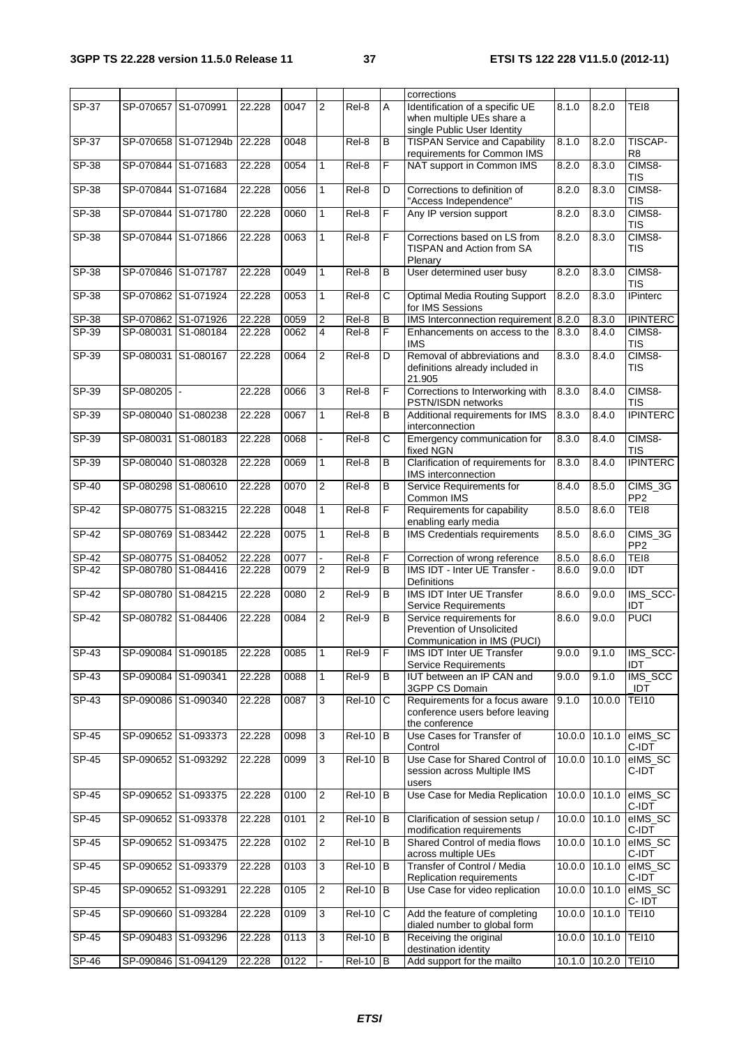| | | | | | | | | corrections | | | |
|---|---|---|---|---|---|---|---|---|---|---|---|
| SP-37 | SP-070657 | S1-070991 | 22.228 | 0047 | 2 | Rel-8 | A | Identification of a specific UE when multiple UEs share a single Public User Identity | 8.1.0 | 8.2.0 | TEI8 |
| SP-37 | SP-070658 | S1-071294b | 22.228 | 0048 | | Rel-8 | B | TISPAN Service and Capability requirements for Common IMS | 8.1.0 | 8.2.0 | TISCAP-R8 |
| SP-38 | SP-070844 | S1-071683 | 22.228 | 0054 | 1 | Rel-8 | F | NAT support in Common IMS | 8.2.0 | 8.3.0 | CIMS8-TIS |
| SP-38 | SP-070844 | S1-071684 | 22.228 | 0056 | 1 | Rel-8 | D | Corrections to definition of "Access Independence" | 8.2.0 | 8.3.0 | CIMS8-TIS |
| SP-38 | SP-070844 | S1-071780 | 22.228 | 0060 | 1 | Rel-8 | F | Any IP version support | 8.2.0 | 8.3.0 | CIMS8-TIS |
| SP-38 | SP-070844 | S1-071866 | 22.228 | 0063 | 1 | Rel-8 | F | Corrections based on LS from TISPAN and Action from SA Plenary | 8.2.0 | 8.3.0 | CIMS8-TIS |
| SP-38 | SP-070846 | S1-071787 | 22.228 | 0049 | 1 | Rel-8 | B | User determined user busy | 8.2.0 | 8.3.0 | CIMS8-TIS |
| SP-38 | SP-070862 | S1-071924 | 22.228 | 0053 | 1 | Rel-8 | C | Optimal Media Routing Support for IMS Sessions | 8.2.0 | 8.3.0 | IPinterc |
| SP-38 | SP-070862 | S1-071926 | 22.228 | 0059 | 2 | Rel-8 | B | IMS Interconnection requirement | 8.2.0 | 8.3.0 | IPINTERC |
| SP-39 | SP-080031 | S1-080184 | 22.228 | 0062 | 4 | Rel-8 | F | Enhancements on access to the IMS | 8.3.0 | 8.4.0 | CIMS8-TIS |
| SP-39 | SP-080031 | S1-080167 | 22.228 | 0064 | 2 | Rel-8 | D | Removal of abbreviations and definitions already included in 21.905 | 8.3.0 | 8.4.0 | CIMS8-TIS |
| SP-39 | SP-080205 | - | 22.228 | 0066 | 3 | Rel-8 | F | Corrections to Interworking with PSTN/ISDN networks | 8.3.0 | 8.4.0 | CIMS8-TIS |
| SP-39 | SP-080040 | S1-080238 | 22.228 | 0067 | 1 | Rel-8 | B | Additional requirements for IMS interconnection | 8.3.0 | 8.4.0 | IPINTERC |
| SP-39 | SP-080031 | S1-080183 | 22.228 | 0068 | - | Rel-8 | C | Emergency communication for fixed NGN | 8.3.0 | 8.4.0 | CIMS8-TIS |
| SP-39 | SP-080040 | S1-080328 | 22.228 | 0069 | 1 | Rel-8 | B | Clarification of requirements for IMS interconnection | 8.3.0 | 8.4.0 | IPINTERC |
| SP-40 | SP-080298 | S1-080610 | 22.228 | 0070 | 2 | Rel-8 | B | Service Requirements for Common IMS | 8.4.0 | 8.5.0 | CIMS_3GPP2 |
| SP-42 | SP-080775 | S1-083215 | 22.228 | 0048 | 1 | Rel-8 | F | Requirements for capability enabling early media | 8.5.0 | 8.6.0 | TEI8 |
| SP-42 | SP-080769 | S1-083442 | 22.228 | 0075 | 1 | Rel-8 | B | IMS Credentials requirements | 8.5.0 | 8.6.0 | CIMS_3GPP2 |
| SP-42 | SP-080775 | S1-084052 | 22.228 | 0077 | - | Rel-8 | F | Correction of wrong reference | 8.5.0 | 8.6.0 | TEI8 |
| SP-42 | SP-080780 | S1-084416 | 22.228 | 0079 | 2 | Rel-9 | B | IMS IDT - Inter UE Transfer - Definitions | 8.6.0 | 9.0.0 | IDT |
| SP-42 | SP-080780 | S1-084215 | 22.228 | 0080 | 2 | Rel-9 | B | IMS IDT Inter UE Transfer Service Requirements | 8.6.0 | 9.0.0 | IMS_SCC-IDT |
| SP-42 | SP-080782 | S1-084406 | 22.228 | 0084 | 2 | Rel-9 | B | Service requirements for Prevention of Unsolicited Communication in IMS (PUCI) | 8.6.0 | 9.0.0 | PUCI |
| SP-43 | SP-090084 | S1-090185 | 22.228 | 0085 | 1 | Rel-9 | F | IMS IDT Inter UE Transfer Service Requirements | 9.0.0 | 9.1.0 | IMS_SCC-IDT |
| SP-43 | SP-090084 | S1-090341 | 22.228 | 0088 | 1 | Rel-9 | B | IUT between an IP CAN and 3GPP CS Domain | 9.0.0 | 9.1.0 | IMS_SCC_IDT |
| SP-43 | SP-090086 | S1-090340 | 22.228 | 0087 | 3 | Rel-10 | C | Requirements for a focus aware conference users before leaving the conference | 9.1.0 | 10.0.0 | TEI10 |
| SP-45 | SP-090652 | S1-093373 | 22.228 | 0098 | 3 | Rel-10 | B | Use Cases for Transfer of Control | 10.0.0 | 10.1.0 | eIMS_SCC-IDT |
| SP-45 | SP-090652 | S1-093292 | 22.228 | 0099 | 3 | Rel-10 | B | Use Case for Shared Control of session across Multiple IMS users | 10.0.0 | 10.1.0 | eIMS_SCC-IDT |
| SP-45 | SP-090652 | S1-093375 | 22.228 | 0100 | 2 | Rel-10 | B | Use Case for Media Replication | 10.0.0 | 10.1.0 | eIMS_SCC-IDT |
| SP-45 | SP-090652 | S1-093378 | 22.228 | 0101 | 2 | Rel-10 | B | Clarification of session setup / modification requirements | 10.0.0 | 10.1.0 | eIMS_SCC-IDT |
| SP-45 | SP-090652 | S1-093475 | 22.228 | 0102 | 2 | Rel-10 | B | Shared Control of media flows across multiple UEs | 10.0.0 | 10.1.0 | eIMS_SCC-IDT |
| SP-45 | SP-090652 | S1-093379 | 22.228 | 0103 | 3 | Rel-10 | B | Transfer of Control / Media Replication requirements | 10.0.0 | 10.1.0 | eIMS_SCC-IDT |
| SP-45 | SP-090652 | S1-093291 | 22.228 | 0105 | 2 | Rel-10 | B | Use Case for video replication | 10.0.0 | 10.1.0 | eIMS_SCC- IDT |
| SP-45 | SP-090660 | S1-093284 | 22.228 | 0109 | 3 | Rel-10 | C | Add the feature of completing dialed number to global form | 10.0.0 | 10.1.0 | TEI10 |
| SP-45 | SP-090483 | S1-093296 | 22.228 | 0113 | 3 | Rel-10 | B | Receiving the original destination identity | 10.0.0 | 10.1.0 | TEI10 |
| SP-46 | SP-090846 | S1-094129 | 22.228 | 0122 | - | Rel-10 | B | Add support for the mailto | 10.1.0 | 10.2.0 | TEI10 |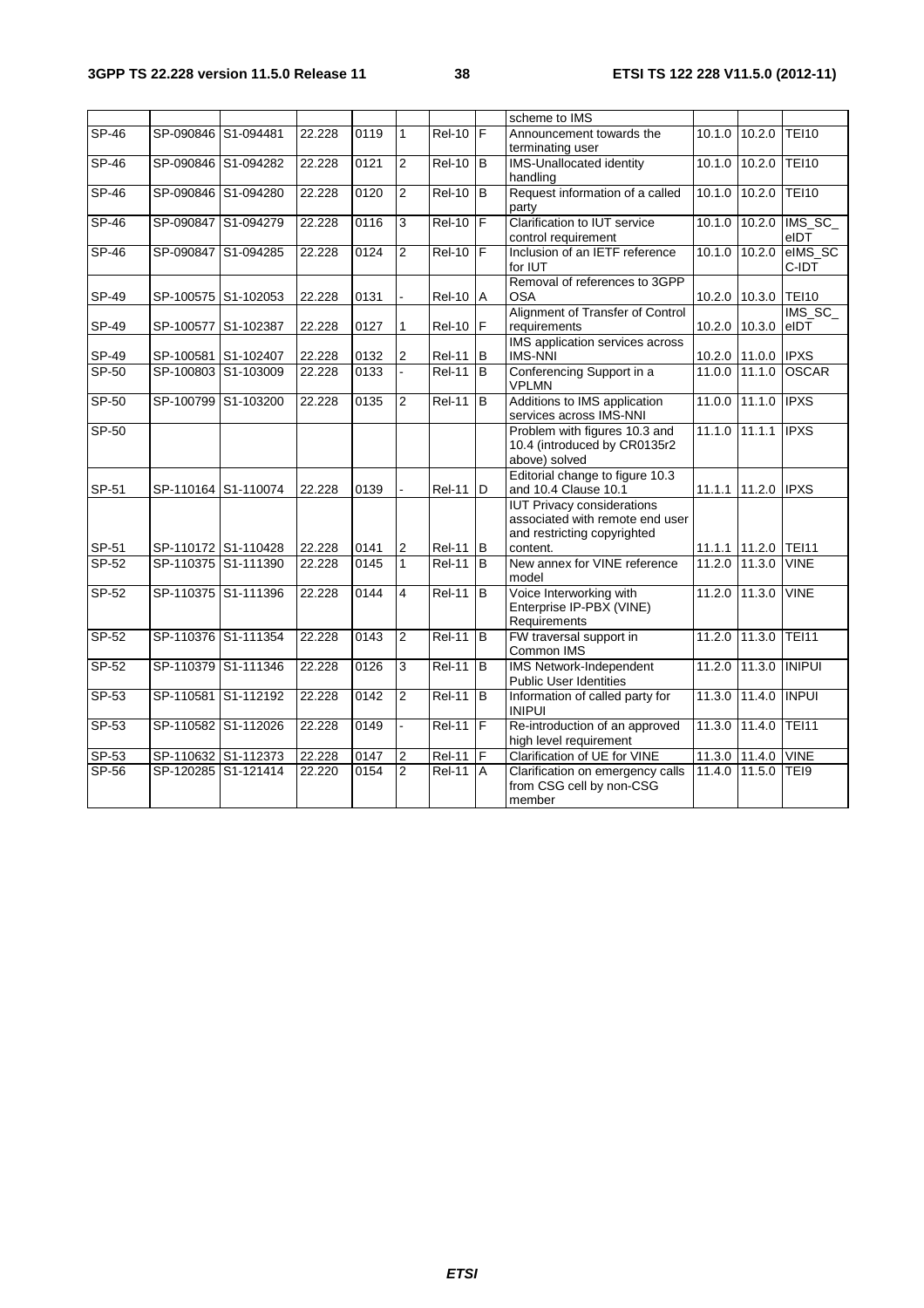|  |  |  |  |  |  |  |  |  |  |  |  |
|---|---|---|---|---|---|---|---|---|---|---|---|
|  |  |  |  |  |  |  |  | scheme to IMS |  |  |  |
| SP-46 | SP-090846 | S1-094481 | 22.228 | 0119 | 1 | Rel-10 | F | Announcement towards the terminating user | 10.1.0 | 10.2.0 | TEI10 |
| SP-46 | SP-090846 | S1-094282 | 22.228 | 0121 | 2 | Rel-10 | B | IMS-Unallocated identity handling | 10.1.0 | 10.2.0 | TEI10 |
| SP-46 | SP-090846 | S1-094280 | 22.228 | 0120 | 2 | Rel-10 | B | Request information of a called party | 10.1.0 | 10.2.0 | TEI10 |
| SP-46 | SP-090847 | S1-094279 | 22.228 | 0116 | 3 | Rel-10 | F | Clarification to IUT service control requirement | 10.1.0 | 10.2.0 | IMS_SC_eIDT |
| SP-46 | SP-090847 | S1-094285 | 22.228 | 0124 | 2 | Rel-10 | F | Inclusion of an IETF reference for IUT | 10.1.0 | 10.2.0 | eIMS_SCC-IDT |
| SP-49 | SP-100575 | S1-102053 | 22.228 | 0131 | - | Rel-10 | A | Removal of references to 3GPP OSA | 10.2.0 | 10.3.0 | TEI10 |
| SP-49 | SP-100577 | S1-102387 | 22.228 | 0127 | 1 | Rel-10 | F | Alignment of Transfer of Control requirements | 10.2.0 | 10.3.0 | IMS_SC_eIDT |
| SP-49 | SP-100581 | S1-102407 | 22.228 | 0132 | 2 | Rel-11 | B | IMS application services across IMS-NNI | 10.2.0 | 11.0.0 | IPXS |
| SP-50 | SP-100803 | S1-103009 | 22.228 | 0133 | - | Rel-11 | B | Conferencing Support in a VPLMN | 11.0.0 | 11.1.0 | OSCAR |
| SP-50 | SP-100799 | S1-103200 | 22.228 | 0135 | 2 | Rel-11 | B | Additions to IMS application services across IMS-NNI | 11.0.0 | 11.1.0 | IPXS |
| SP-50 |  |  |  |  |  |  |  | Problem with figures 10.3 and 10.4 (introduced by CR0135r2 above) solved | 11.1.0 | 11.1.1 | IPXS |
| SP-51 | SP-110164 | S1-110074 | 22.228 | 0139 | - | Rel-11 | D | Editorial change to figure 10.3 and 10.4 Clause 10.1 | 11.1.1 | 11.2.0 | IPXS |
| SP-51 | SP-110172 | S1-110428 | 22.228 | 0141 | 2 | Rel-11 | B | IUT Privacy considerations associated with remote end user and restricting copyrighted content. | 11.1.1 | 11.2.0 | TEI11 |
| SP-52 | SP-110375 | S1-111390 | 22.228 | 0145 | 1 | Rel-11 | B | New annex for VINE reference model | 11.2.0 | 11.3.0 | VINE |
| SP-52 | SP-110375 | S1-111396 | 22.228 | 0144 | 4 | Rel-11 | B | Voice Interworking with Enterprise IP-PBX (VINE) Requirements | 11.2.0 | 11.3.0 | VINE |
| SP-52 | SP-110376 | S1-111354 | 22.228 | 0143 | 2 | Rel-11 | B | FW traversal support in Common IMS | 11.2.0 | 11.3.0 | TEI11 |
| SP-52 | SP-110379 | S1-111346 | 22.228 | 0126 | 3 | Rel-11 | B | IMS Network-Independent Public User Identities | 11.2.0 | 11.3.0 | INIPUI |
| SP-53 | SP-110581 | S1-112192 | 22.228 | 0142 | 2 | Rel-11 | B | Information of called party for INIPUI | 11.3.0 | 11.4.0 | INPUI |
| SP-53 | SP-110582 | S1-112026 | 22.228 | 0149 | - | Rel-11 | F | Re-introduction of an approved high level requirement | 11.3.0 | 11.4.0 | TEI11 |
| SP-53 | SP-110632 | S1-112373 | 22.228 | 0147 | 2 | Rel-11 | F | Clarification of UE for VINE | 11.3.0 | 11.4.0 | VINE |
| SP-56 | SP-120285 | S1-121414 | 22.220 | 0154 | 2 | Rel-11 | A | Clarification on emergency calls from CSG cell by non-CSG member | 11.4.0 | 11.5.0 | TEI9 |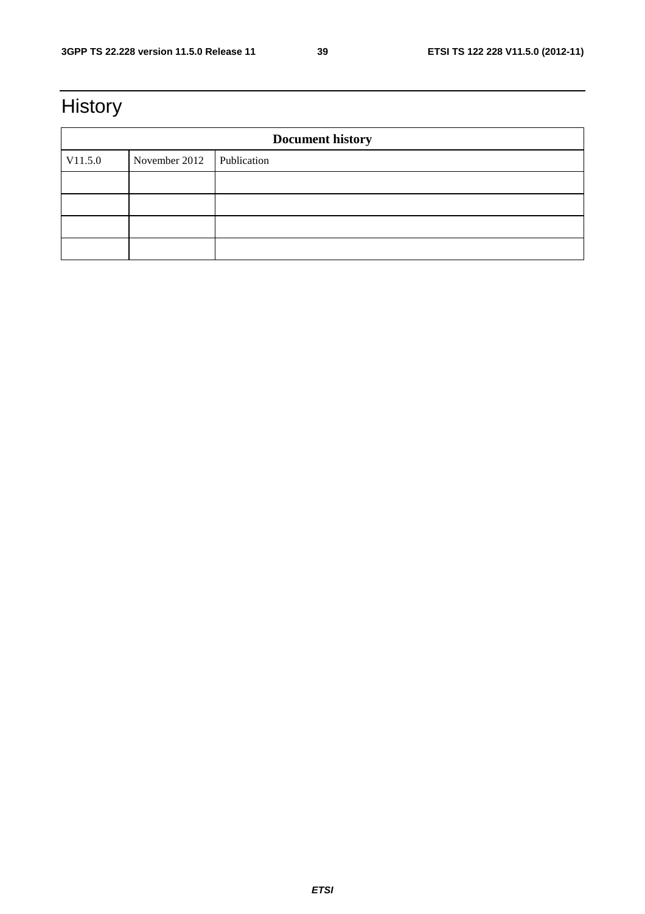# History

| Document history | | |
|---|---|---|
| V11.5.0 | November 2012 | Publication |
| | | |
| | | |
| | | |
| | | |